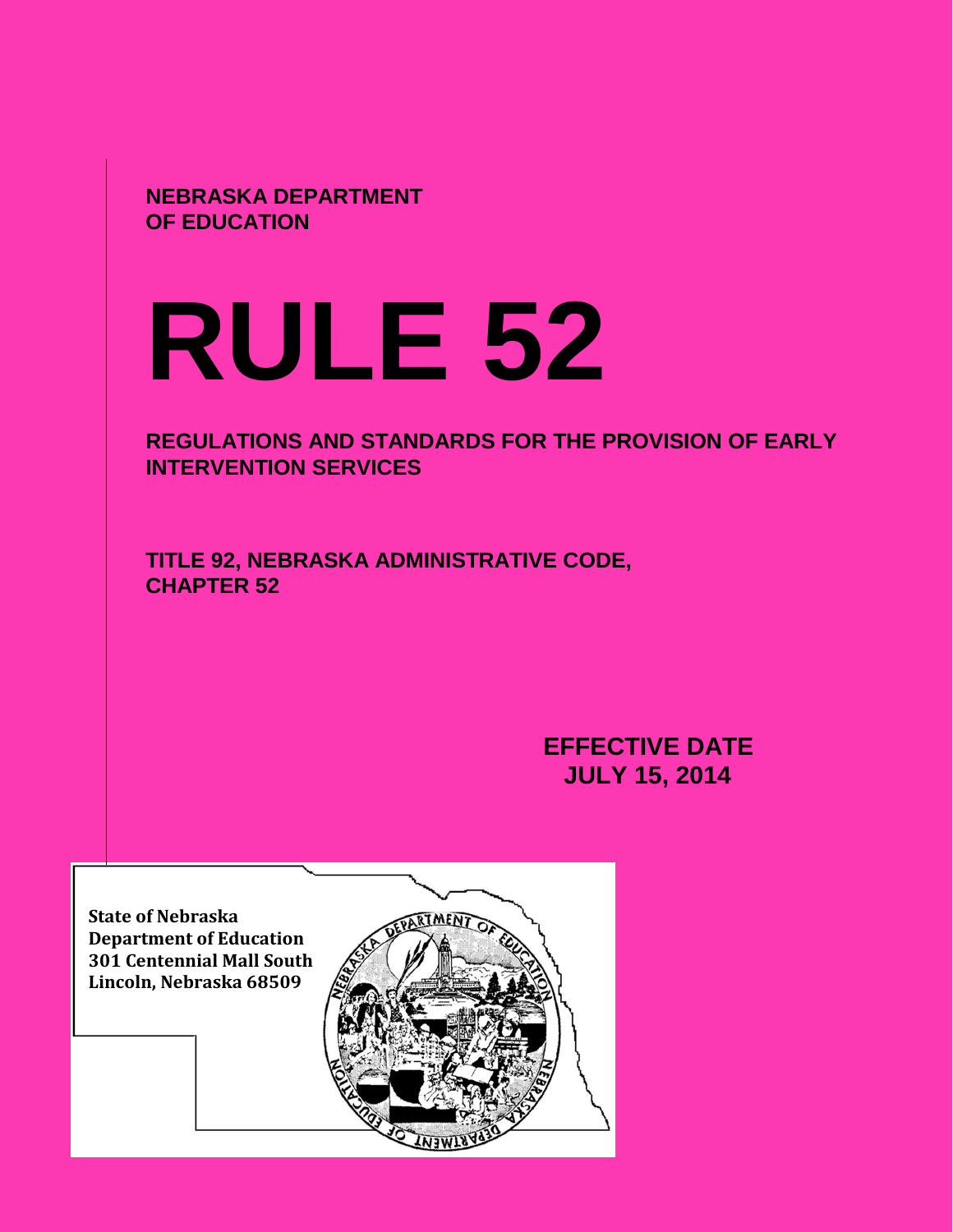NEBRASKA DEPARTMENT OF EDUCATION

# RULE 52

## REGULATIONS AND STANDARDS FOR THE PROVISION OF EARLY INTERVENTION SERVICES

**TITLE 92, NEBRASKA ADMINISTRATIVE CODE, CHAPTER 52**

**EFFECTIVE DATE JULY 15, 2014**

**State of Nebraska**
**Department of Education**
**301 Centennial Mall South**
**Lincoln, Nebraska 68509**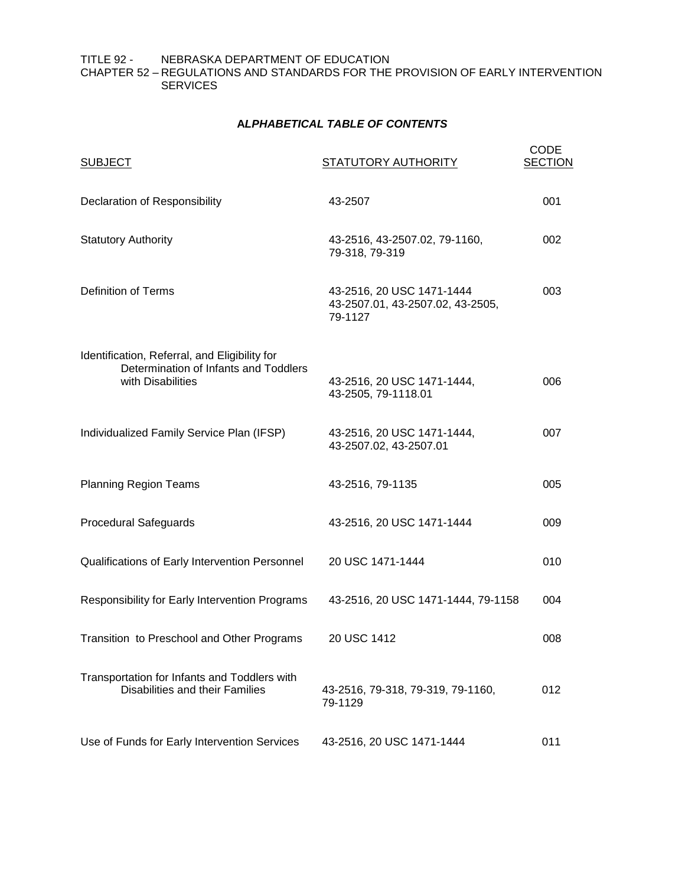TITLE 92 - NEBRASKA DEPARTMENT OF EDUCATION
CHAPTER 52 – REGULATIONS AND STANDARDS FOR THE PROVISION OF EARLY INTERVENTION SERVICES

## *ALPHABETICAL TABLE OF CONTENTS*

| SUBJECT | STATUTORY AUTHORITY | CODE SECTION |
|---|---|---|
| Declaration of Responsibility | 43-2507 | 001 |
| Statutory Authority | 43-2516, 43-2507.02, 79-1160, 79-318, 79-319 | 002 |
| Definition of Terms | 43-2516, 20 USC 1471-1444 43-2507.01, 43-2507.02, 43-2505, 79-1127 | 003 |
| Identification, Referral, and Eligibility for Determination of Infants and Toddlers with Disabilities | 43-2516, 20 USC 1471-1444, 43-2505, 79-1118.01 | 006 |
| Individualized Family Service Plan (IFSP) | 43-2516, 20 USC 1471-1444, 43-2507.02, 43-2507.01 | 007 |
| Planning Region Teams | 43-2516, 79-1135 | 005 |
| Procedural Safeguards | 43-2516, 20 USC 1471-1444 | 009 |
| Qualifications of Early Intervention Personnel | 20 USC 1471-1444 | 010 |
| Responsibility for Early Intervention Programs | 43-2516, 20 USC 1471-1444, 79-1158 | 004 |
| Transition to Preschool and Other Programs | 20 USC 1412 | 008 |
| Transportation for Infants and Toddlers with Disabilities and their Families | 43-2516, 79-318, 79-319, 79-1160, 79-1129 | 012 |
| Use of Funds for Early Intervention Services | 43-2516, 20 USC 1471-1444 | 011 |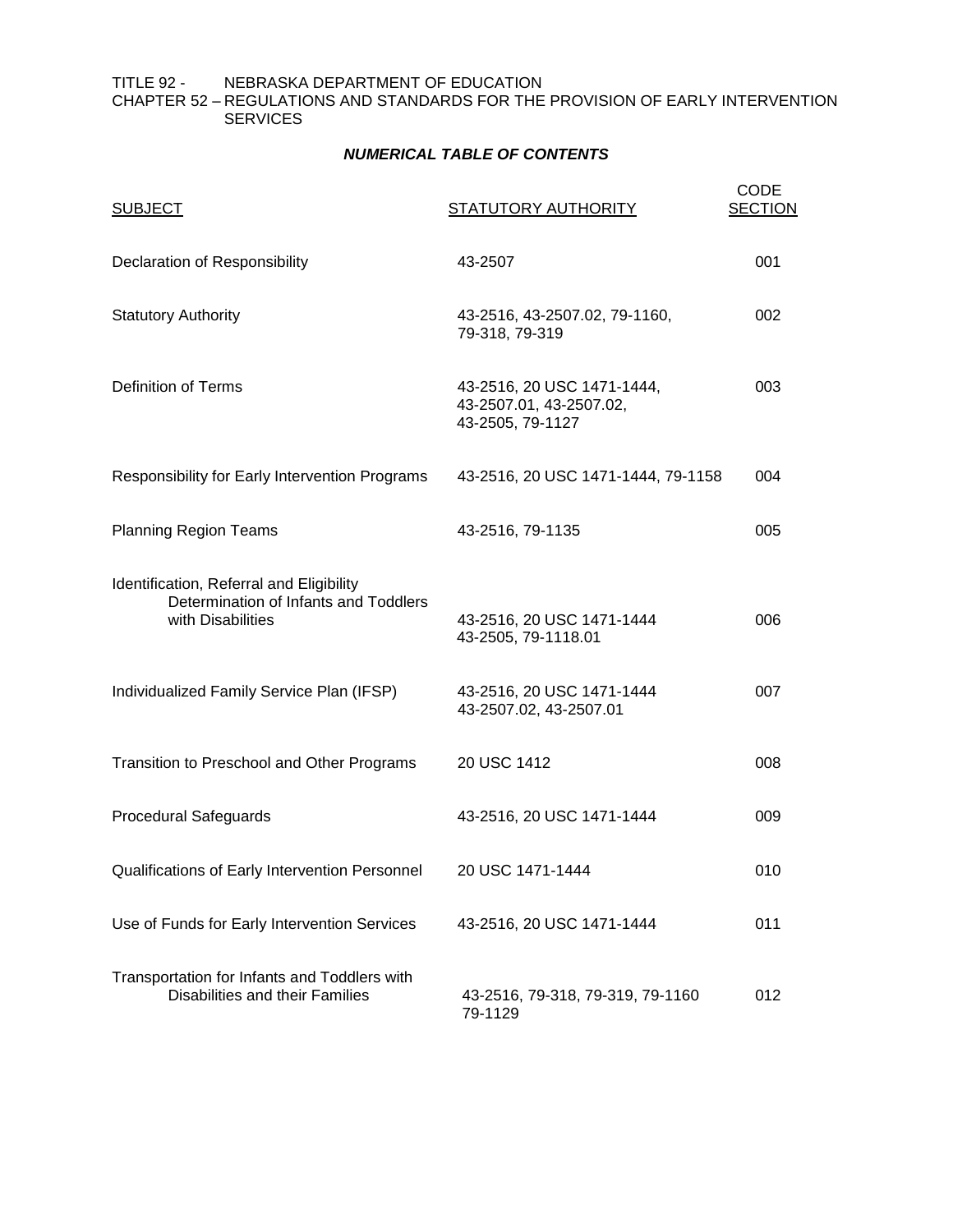TITLE 92 - NEBRASKA DEPARTMENT OF EDUCATION
CHAPTER 52 – REGULATIONS AND STANDARDS FOR THE PROVISION OF EARLY INTERVENTION SERVICES

***NUMERICAL TABLE OF CONTENTS***

| SUBJECT | STATUTORY AUTHORITY | CODE SECTION |
|---|---|---|
| Declaration of Responsibility | 43-2507 | 001 |
| Statutory Authority | 43-2516, 43-2507.02, 79-1160, 79-318, 79-319 | 002 |
| Definition of Terms | 43-2516, 20 USC 1471-1444, 43-2507.01, 43-2507.02, 43-2505, 79-1127 | 003 |
| Responsibility for Early Intervention Programs | 43-2516, 20 USC 1471-1444, 79-1158 | 004 |
| Planning Region Teams | 43-2516, 79-1135 | 005 |
| Identification, Referral and Eligibility Determination of Infants and Toddlers with Disabilities | 43-2516, 20 USC 1471-1444 43-2505, 79-1118.01 | 006 |
| Individualized Family Service Plan (IFSP) | 43-2516, 20 USC 1471-1444 43-2507.02, 43-2507.01 | 007 |
| Transition to Preschool and Other Programs | 20 USC 1412 | 008 |
| Procedural Safeguards | 43-2516, 20 USC 1471-1444 | 009 |
| Qualifications of Early Intervention Personnel | 20 USC 1471-1444 | 010 |
| Use of Funds for Early Intervention Services | 43-2516, 20 USC 1471-1444 | 011 |
| Transportation for Infants and Toddlers with Disabilities and their Families | 43-2516, 79-318, 79-319, 79-1160 79-1129 | 012 |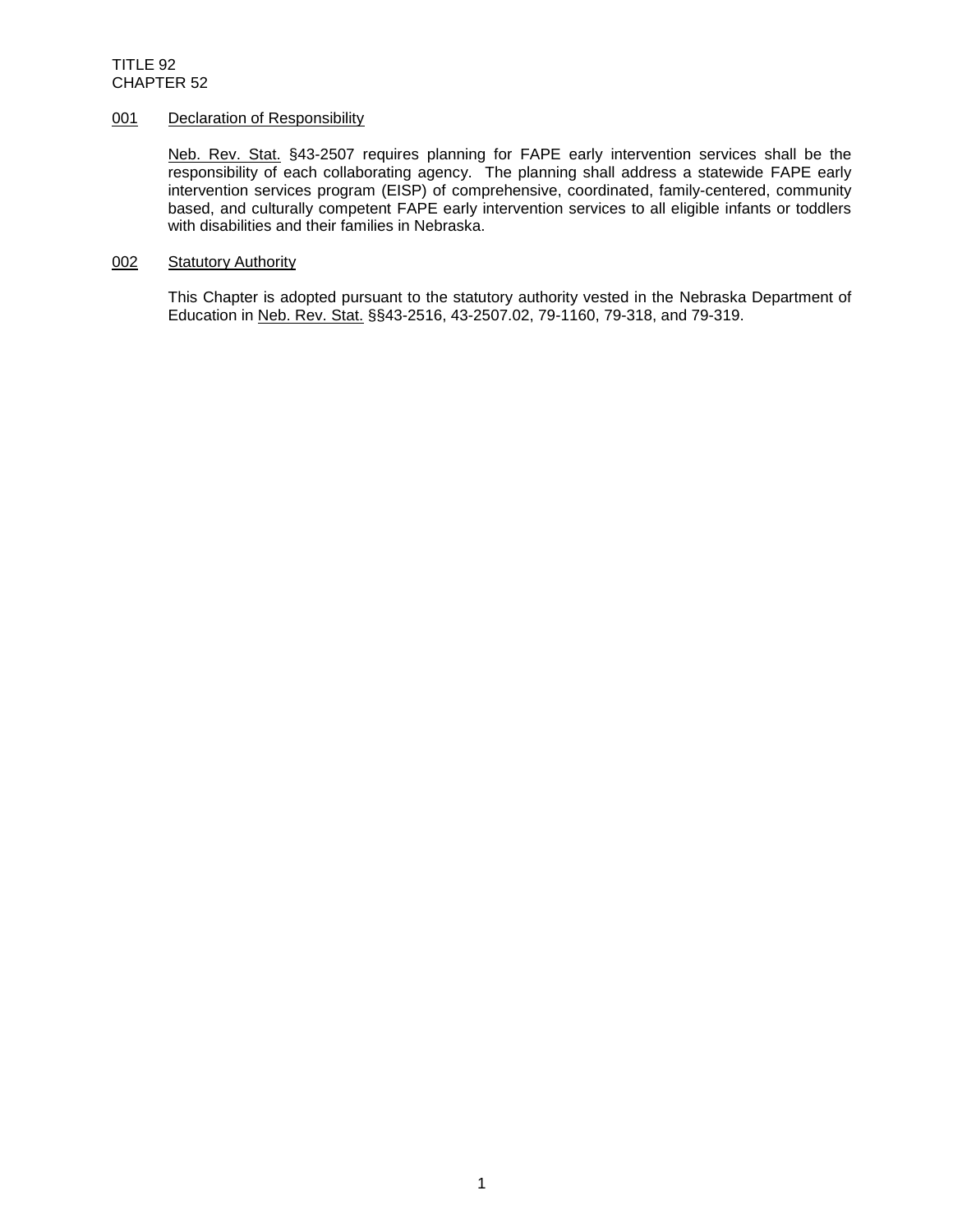TITLE 92
CHAPTER 52

## 001 Declaration of Responsibility

Neb. Rev. Stat. §43-2507 requires planning for FAPE early intervention services shall be the responsibility of each collaborating agency. The planning shall address a statewide FAPE early intervention services program (EISP) of comprehensive, coordinated, family-centered, community based, and culturally competent FAPE early intervention services to all eligible infants or toddlers with disabilities and their families in Nebraska.

## 002 Statutory Authority

This Chapter is adopted pursuant to the statutory authority vested in the Nebraska Department of Education in Neb. Rev. Stat. §§43-2516, 43-2507.02, 79-1160, 79-318, and 79-319.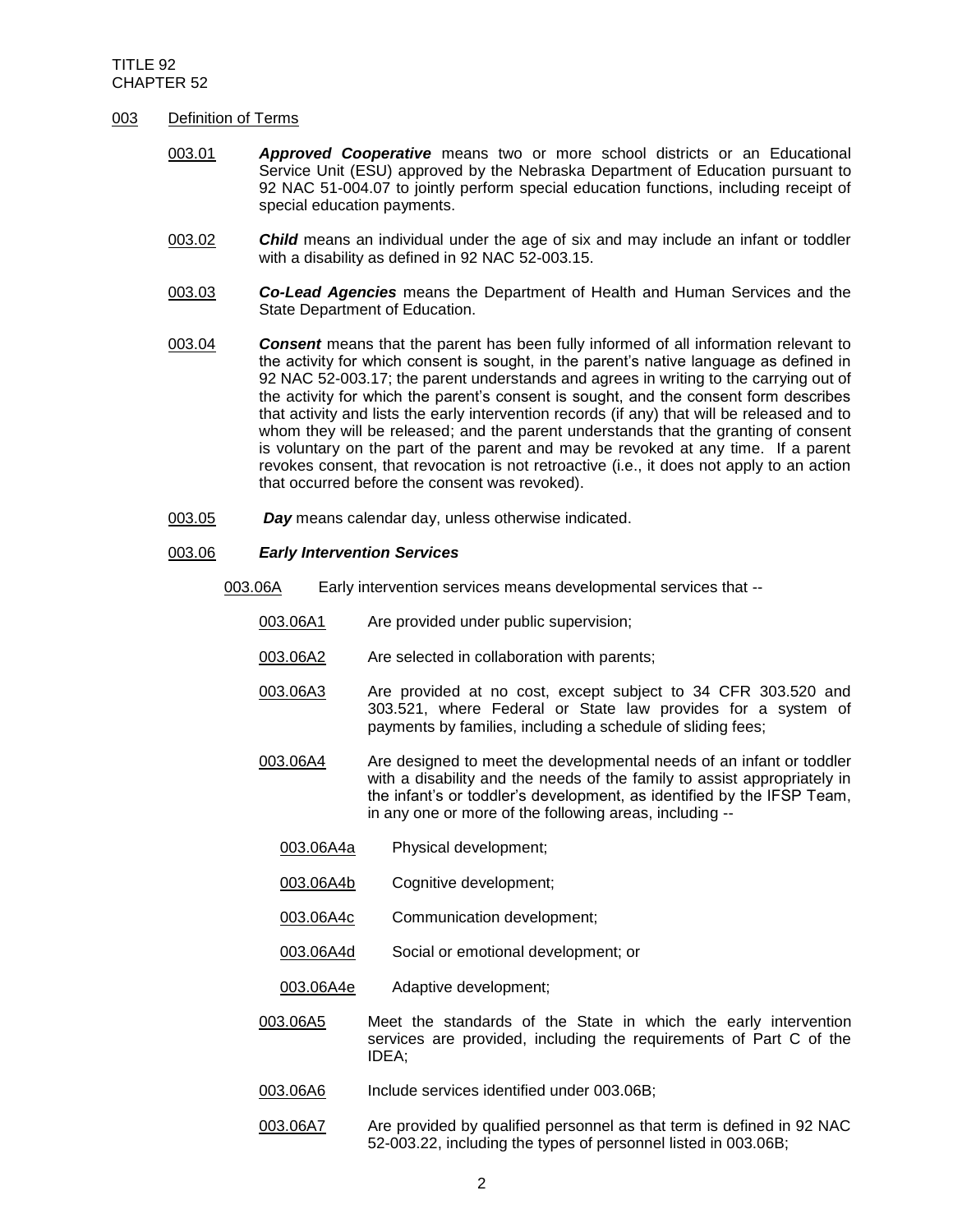## 003 Definition of Terms

003.01 ***Approved Cooperative*** means two or more school districts or an Educational Service Unit (ESU) approved by the Nebraska Department of Education pursuant to 92 NAC 51-004.07 to jointly perform special education functions, including receipt of special education payments.

003.02 ***Child*** means an individual under the age of six and may include an infant or toddler with a disability as defined in 92 NAC 52-003.15.

003.03 ***Co-Lead Agencies*** means the Department of Health and Human Services and the State Department of Education.

003.04 ***Consent*** means that the parent has been fully informed of all information relevant to the activity for which consent is sought, in the parent's native language as defined in 92 NAC 52-003.17; the parent understands and agrees in writing to the carrying out of the activity for which the parent's consent is sought, and the consent form describes that activity and lists the early intervention records (if any) that will be released and to whom they will be released; and the parent understands that the granting of consent is voluntary on the part of the parent and may be revoked at any time. If a parent revokes consent, that revocation is not retroactive (i.e., it does not apply to an action that occurred before the consent was revoked).

003.05 ***Day*** means calendar day, unless otherwise indicated.

003.06 ***Early Intervention Services***

003.06A Early intervention services means developmental services that --

003.06A1 Are provided under public supervision;

003.06A2 Are selected in collaboration with parents;

003.06A3 Are provided at no cost, except subject to 34 CFR 303.520 and 303.521, where Federal or State law provides for a system of payments by families, including a schedule of sliding fees;

003.06A4 Are designed to meet the developmental needs of an infant or toddler with a disability and the needs of the family to assist appropriately in the infant's or toddler's development, as identified by the IFSP Team, in any one or more of the following areas, including --

003.06A4a Physical development;

003.06A4b Cognitive development;

003.06A4c Communication development;

003.06A4d Social or emotional development; or

003.06A4e Adaptive development;

003.06A5 Meet the standards of the State in which the early intervention services are provided, including the requirements of Part C of the IDEA;

003.06A6 Include services identified under 003.06B;

003.06A7 Are provided by qualified personnel as that term is defined in 92 NAC 52-003.22, including the types of personnel listed in 003.06B;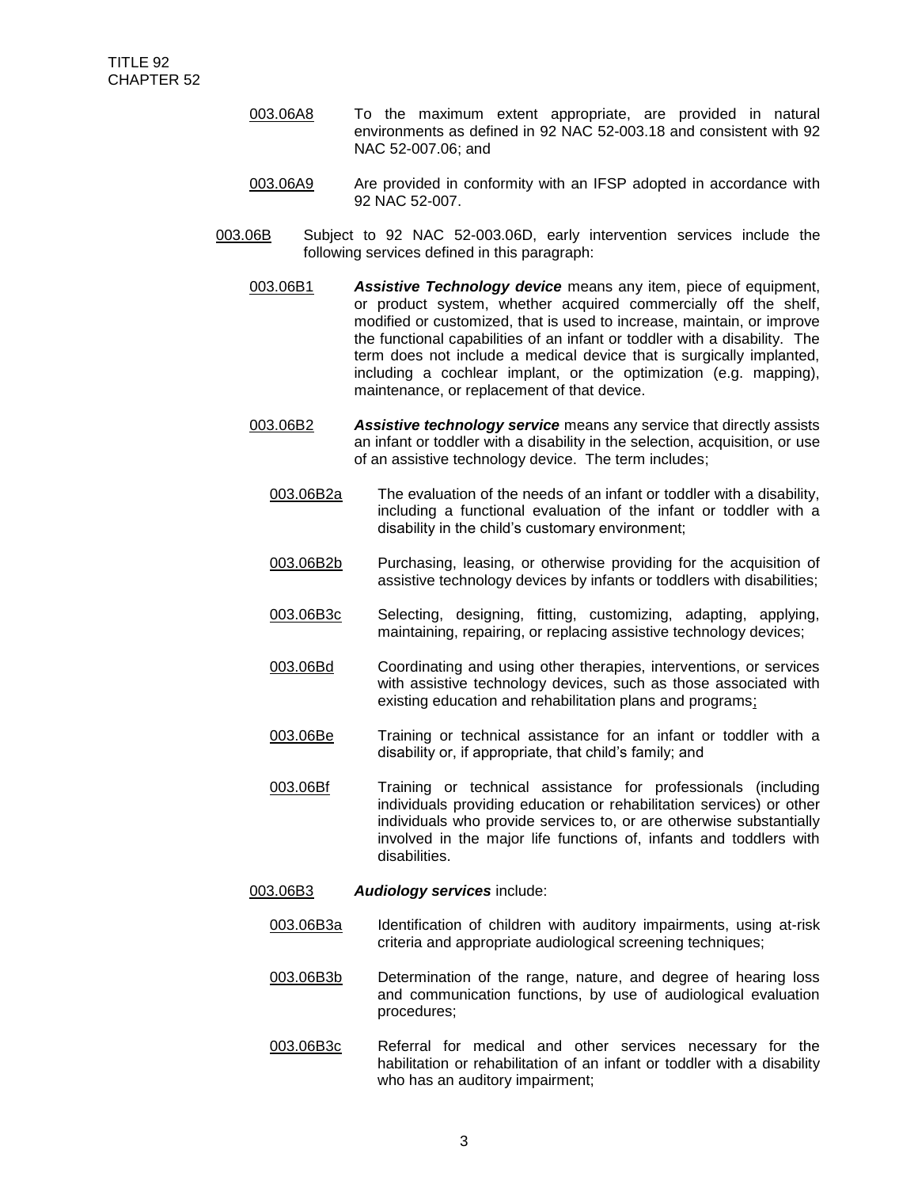003.06A8 To the maximum extent appropriate, are provided in natural environments as defined in 92 NAC 52-003.18 and consistent with 92 NAC 52-007.06; and

003.06A9 Are provided in conformity with an IFSP adopted in accordance with 92 NAC 52-007.

003.06B Subject to 92 NAC 52-003.06D, early intervention services include the following services defined in this paragraph:

003.06B1 ***Assistive Technology device*** means any item, piece of equipment, or product system, whether acquired commercially off the shelf, modified or customized, that is used to increase, maintain, or improve the functional capabilities of an infant or toddler with a disability. The term does not include a medical device that is surgically implanted, including a cochlear implant, or the optimization (e.g. mapping), maintenance, or replacement of that device.

003.06B2 ***Assistive technology service*** means any service that directly assists an infant or toddler with a disability in the selection, acquisition, or use of an assistive technology device. The term includes;

003.06B2a The evaluation of the needs of an infant or toddler with a disability, including a functional evaluation of the infant or toddler with a disability in the child's customary environment;

003.06B2b Purchasing, leasing, or otherwise providing for the acquisition of assistive technology devices by infants or toddlers with disabilities;

003.06B3c Selecting, designing, fitting, customizing, adapting, applying, maintaining, repairing, or replacing assistive technology devices;

003.06Bd Coordinating and using other therapies, interventions, or services with assistive technology devices, such as those associated with existing education and rehabilitation plans and programs;

003.06Be Training or technical assistance for an infant or toddler with a disability or, if appropriate, that child's family; and

003.06Bf Training or technical assistance for professionals (including individuals providing education or rehabilitation services) or other individuals who provide services to, or are otherwise substantially involved in the major life functions of, infants and toddlers with disabilities.

003.06B3 ***Audiology services*** include:

003.06B3a Identification of children with auditory impairments, using at-risk criteria and appropriate audiological screening techniques;

003.06B3b Determination of the range, nature, and degree of hearing loss and communication functions, by use of audiological evaluation procedures;

003.06B3c Referral for medical and other services necessary for the habilitation or rehabilitation of an infant or toddler with a disability who has an auditory impairment;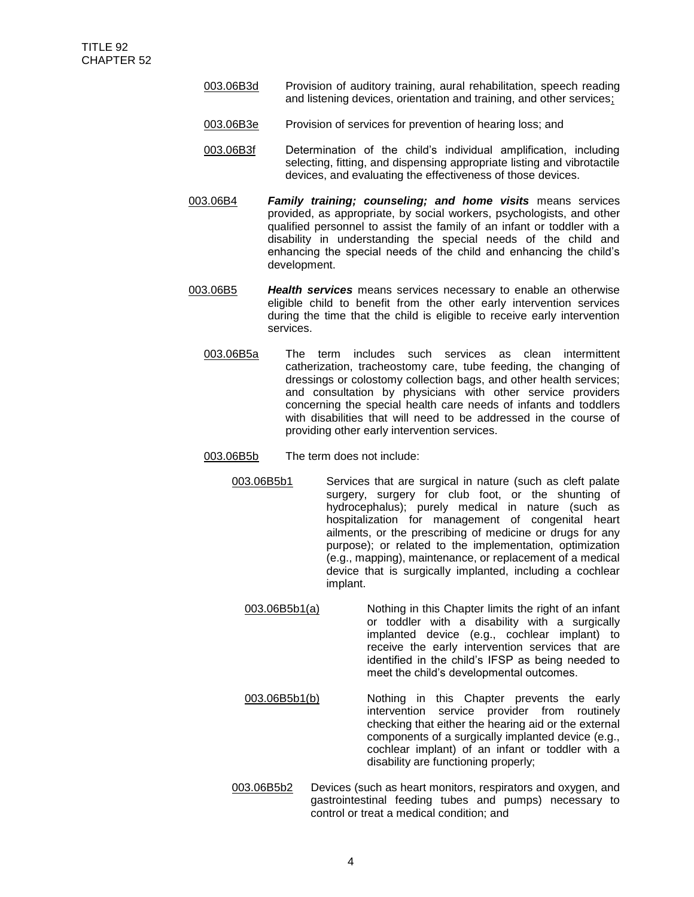003.06B3d Provision of auditory training, aural rehabilitation, speech reading and listening devices, orientation and training, and other services;

003.06B3e Provision of services for prevention of hearing loss; and

003.06B3f Determination of the child's individual amplification, including selecting, fitting, and dispensing appropriate listing and vibrotactile devices, and evaluating the effectiveness of those devices.

003.06B4 ***Family training; counseling; and home visits*** means services provided, as appropriate, by social workers, psychologists, and other qualified personnel to assist the family of an infant or toddler with a disability in understanding the special needs of the child and enhancing the special needs of the child and enhancing the child's development.

003.06B5 ***Health services*** means services necessary to enable an otherwise eligible child to benefit from the other early intervention services during the time that the child is eligible to receive early intervention services.

003.06B5a The term includes such services as clean intermittent catherization, tracheostomy care, tube feeding, the changing of dressings or colostomy collection bags, and other health services; and consultation by physicians with other service providers concerning the special health care needs of infants and toddlers with disabilities that will need to be addressed in the course of providing other early intervention services.

003.06B5b The term does not include:

003.06B5b1 Services that are surgical in nature (such as cleft palate surgery, surgery for club foot, or the shunting of hydrocephalus); purely medical in nature (such as hospitalization for management of congenital heart ailments, or the prescribing of medicine or drugs for any purpose); or related to the implementation, optimization (e.g., mapping), maintenance, or replacement of a medical device that is surgically implanted, including a cochlear implant.

003.06B5b1(a) Nothing in this Chapter limits the right of an infant or toddler with a disability with a surgically implanted device (e.g., cochlear implant) to receive the early intervention services that are identified in the child's IFSP as being needed to meet the child's developmental outcomes.

003.06B5b1(b) Nothing in this Chapter prevents the early intervention service provider from routinely checking that either the hearing aid or the external components of a surgically implanted device (e.g., cochlear implant) of an infant or toddler with a disability are functioning properly;

003.06B5b2 Devices (such as heart monitors, respirators and oxygen, and gastrointestinal feeding tubes and pumps) necessary to control or treat a medical condition; and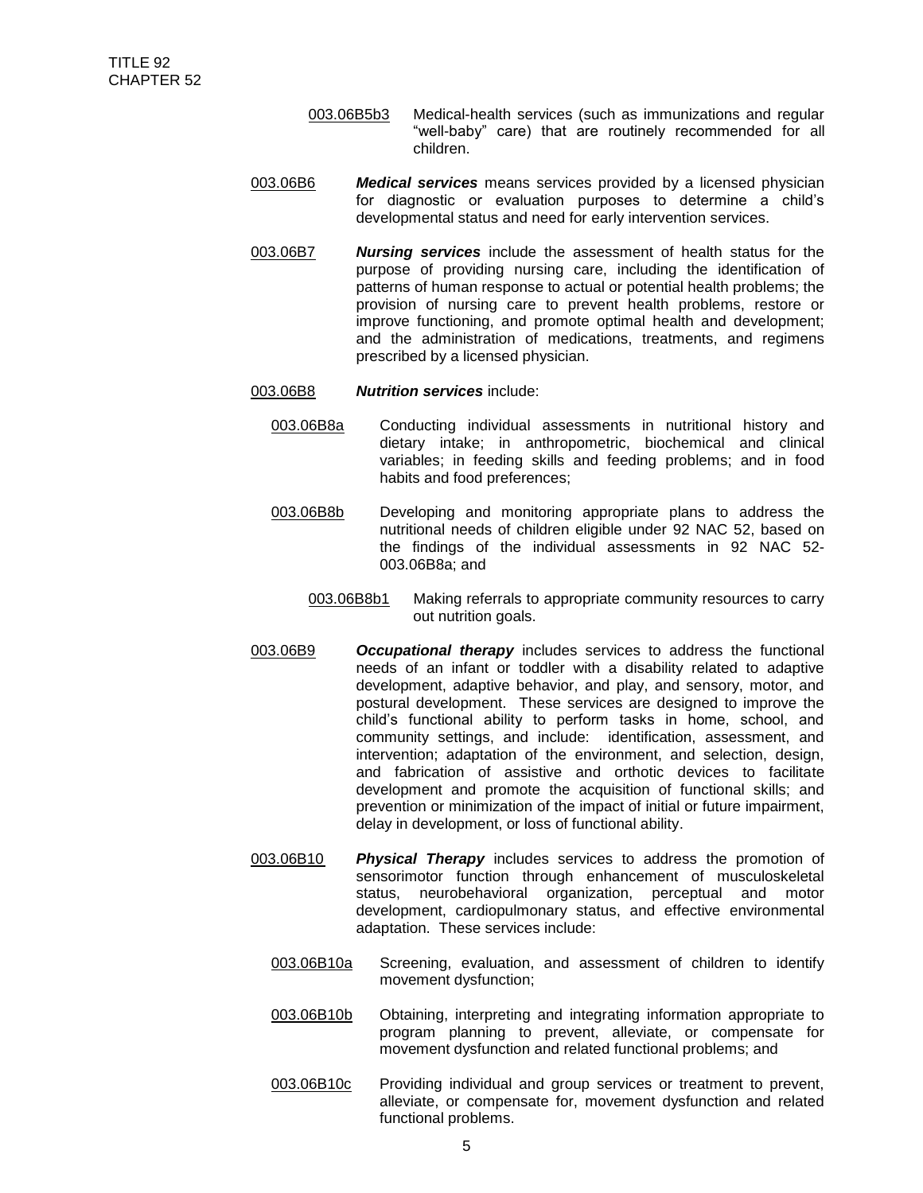003.06B5b3 Medical-health services (such as immunizations and regular "well-baby" care) that are routinely recommended for all children.

003.06B6 ***Medical services*** means services provided by a licensed physician for diagnostic or evaluation purposes to determine a child's developmental status and need for early intervention services.

003.06B7 ***Nursing services*** include the assessment of health status for the purpose of providing nursing care, including the identification of patterns of human response to actual or potential health problems; the provision of nursing care to prevent health problems, restore or improve functioning, and promote optimal health and development; and the administration of medications, treatments, and regimens prescribed by a licensed physician.

003.06B8 ***Nutrition services*** include:

003.06B8a Conducting individual assessments in nutritional history and dietary intake; in anthropometric, biochemical and clinical variables; in feeding skills and feeding problems; and in food habits and food preferences;

003.06B8b Developing and monitoring appropriate plans to address the nutritional needs of children eligible under 92 NAC 52, based on the findings of the individual assessments in 92 NAC 52-003.06B8a; and

003.06B8b1 Making referrals to appropriate community resources to carry out nutrition goals.

003.06B9 ***Occupational therapy*** includes services to address the functional needs of an infant or toddler with a disability related to adaptive development, adaptive behavior, and play, and sensory, motor, and postural development. These services are designed to improve the child's functional ability to perform tasks in home, school, and community settings, and include: identification, assessment, and intervention; adaptation of the environment, and selection, design, and fabrication of assistive and orthotic devices to facilitate development and promote the acquisition of functional skills; and prevention or minimization of the impact of initial or future impairment, delay in development, or loss of functional ability.

003.06B10 ***Physical Therapy*** includes services to address the promotion of sensorimotor function through enhancement of musculoskeletal status, neurobehavioral organization, perceptual and motor development, cardiopulmonary status, and effective environmental adaptation. These services include:

003.06B10a Screening, evaluation, and assessment of children to identify movement dysfunction;

003.06B10b Obtaining, interpreting and integrating information appropriate to program planning to prevent, alleviate, or compensate for movement dysfunction and related functional problems; and

003.06B10c Providing individual and group services or treatment to prevent, alleviate, or compensate for, movement dysfunction and related functional problems.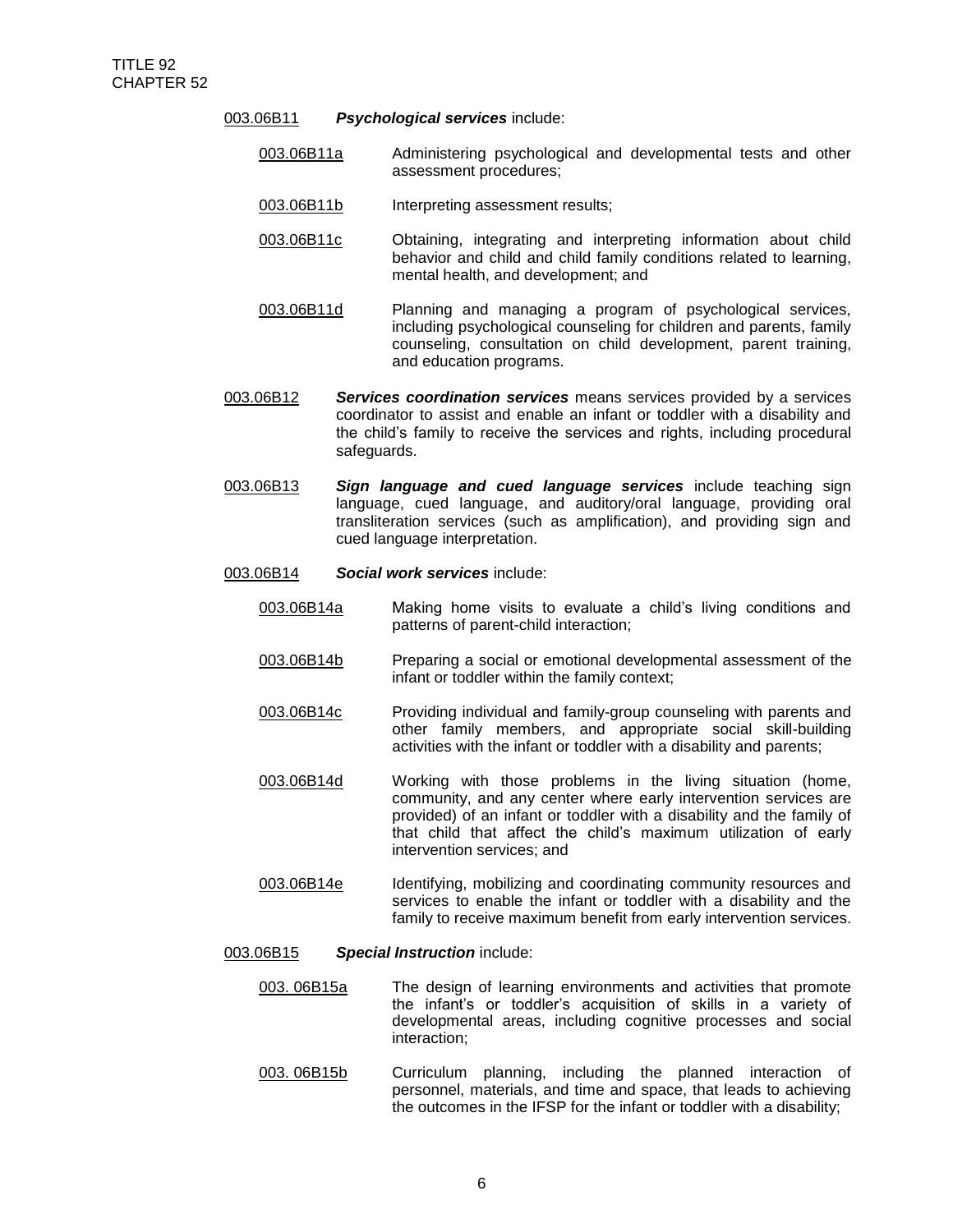003.06B11 ***Psychological services*** include:

003.06B11a Administering psychological and developmental tests and other assessment procedures;

003.06B11b Interpreting assessment results;

003.06B11c Obtaining, integrating and interpreting information about child behavior and child and child family conditions related to learning, mental health, and development; and

003.06B11d Planning and managing a program of psychological services, including psychological counseling for children and parents, family counseling, consultation on child development, parent training, and education programs.

003.06B12 ***Services coordination services*** means services provided by a services coordinator to assist and enable an infant or toddler with a disability and the child's family to receive the services and rights, including procedural safeguards.

003.06B13 ***Sign language and cued language services*** include teaching sign language, cued language, and auditory/oral language, providing oral transliteration services (such as amplification), and providing sign and cued language interpretation.

003.06B14 ***Social work services*** include:

003.06B14a Making home visits to evaluate a child's living conditions and patterns of parent-child interaction;

003.06B14b Preparing a social or emotional developmental assessment of the infant or toddler within the family context;

003.06B14c Providing individual and family-group counseling with parents and other family members, and appropriate social skill-building activities with the infant or toddler with a disability and parents;

003.06B14d Working with those problems in the living situation (home, community, and any center where early intervention services are provided) of an infant or toddler with a disability and the family of that child that affect the child's maximum utilization of early intervention services; and

003.06B14e Identifying, mobilizing and coordinating community resources and services to enable the infant or toddler with a disability and the family to receive maximum benefit from early intervention services.

003.06B15 ***Special Instruction*** include:

003. 06B15a The design of learning environments and activities that promote the infant's or toddler's acquisition of skills in a variety of developmental areas, including cognitive processes and social interaction;

003. 06B15b Curriculum planning, including the planned interaction of personnel, materials, and time and space, that leads to achieving the outcomes in the IFSP for the infant or toddler with a disability;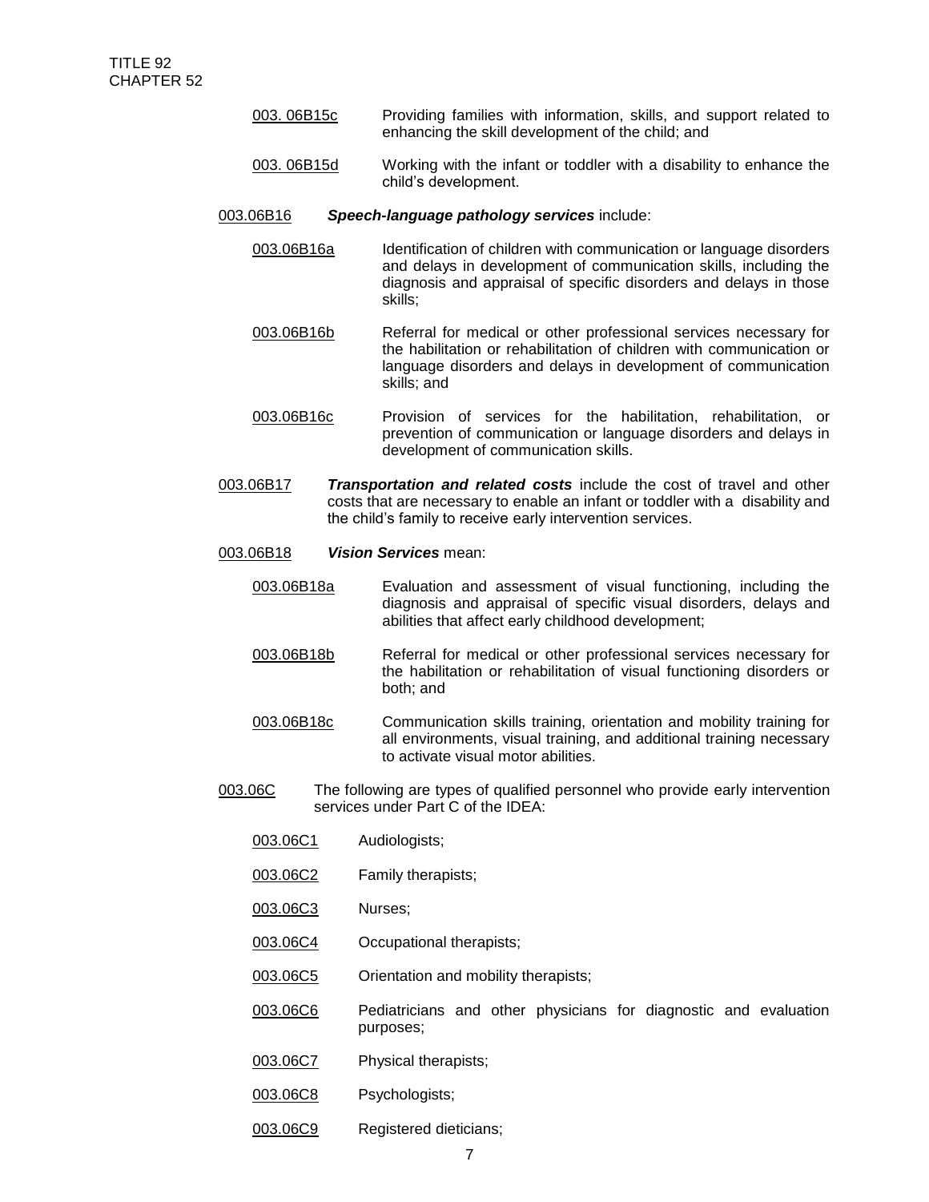003. 06B15c Providing families with information, skills, and support related to enhancing the skill development of the child; and

003. 06B15d Working with the infant or toddler with a disability to enhance the child's development.

003.06B16 ***Speech-language pathology services*** include:

003.06B16a Identification of children with communication or language disorders and delays in development of communication skills, including the diagnosis and appraisal of specific disorders and delays in those skills;

003.06B16b Referral for medical or other professional services necessary for the habilitation or rehabilitation of children with communication or language disorders and delays in development of communication skills; and

003.06B16c Provision of services for the habilitation, rehabilitation, or prevention of communication or language disorders and delays in development of communication skills.

003.06B17 ***Transportation and related costs*** include the cost of travel and other costs that are necessary to enable an infant or toddler with a disability and the child's family to receive early intervention services.

003.06B18 ***Vision Services*** mean:

003.06B18a Evaluation and assessment of visual functioning, including the diagnosis and appraisal of specific visual disorders, delays and abilities that affect early childhood development;

003.06B18b Referral for medical or other professional services necessary for the habilitation or rehabilitation of visual functioning disorders or both; and

003.06B18c Communication skills training, orientation and mobility training for all environments, visual training, and additional training necessary to activate visual motor abilities.

003.06C The following are types of qualified personnel who provide early intervention services under Part C of the IDEA:

003.06C1 Audiologists;

003.06C2 Family therapists;

003.06C3 Nurses;

003.06C4 Occupational therapists;

003.06C5 Orientation and mobility therapists;

003.06C6 Pediatricians and other physicians for diagnostic and evaluation purposes;

003.06C7 Physical therapists;

003.06C8 Psychologists;

003.06C9 Registered dieticians;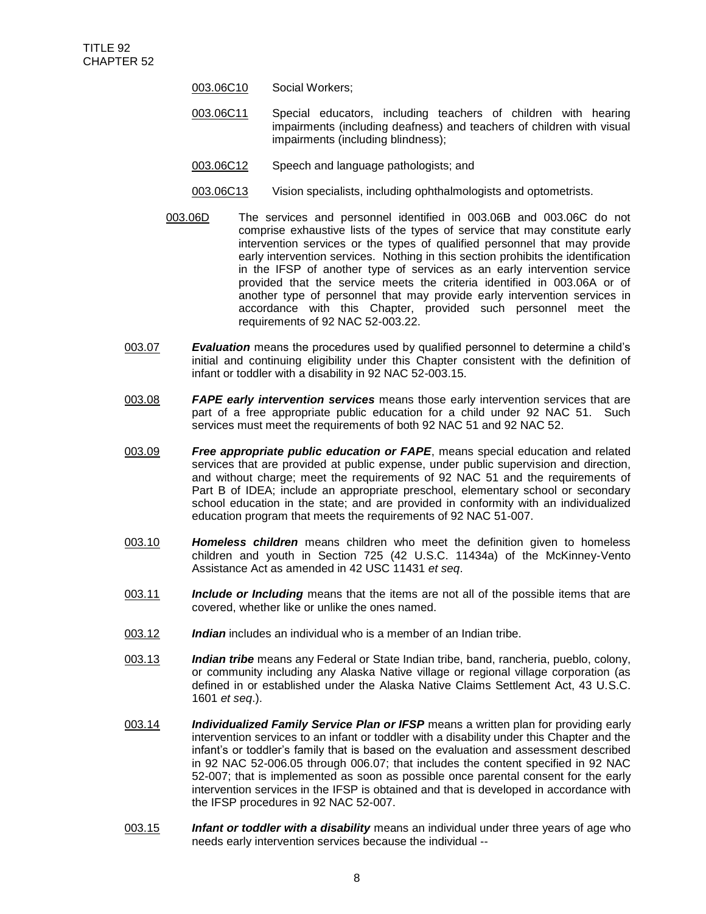003.06C10 Social Workers;

003.06C11 Special educators, including teachers of children with hearing impairments (including deafness) and teachers of children with visual impairments (including blindness);

003.06C12 Speech and language pathologists; and

003.06C13 Vision specialists, including ophthalmologists and optometrists.

003.06D The services and personnel identified in 003.06B and 003.06C do not comprise exhaustive lists of the types of service that may constitute early intervention services or the types of qualified personnel that may provide early intervention services. Nothing in this section prohibits the identification in the IFSP of another type of services as an early intervention service provided that the service meets the criteria identified in 003.06A or of another type of personnel that may provide early intervention services in accordance with this Chapter, provided such personnel meet the requirements of 92 NAC 52-003.22.

003.07 ***Evaluation*** means the procedures used by qualified personnel to determine a child's initial and continuing eligibility under this Chapter consistent with the definition of infant or toddler with a disability in 92 NAC 52-003.15.

003.08 ***FAPE early intervention services*** means those early intervention services that are part of a free appropriate public education for a child under 92 NAC 51. Such services must meet the requirements of both 92 NAC 51 and 92 NAC 52.

003.09 ***Free appropriate public education or FAPE***, means special education and related services that are provided at public expense, under public supervision and direction, and without charge; meet the requirements of 92 NAC 51 and the requirements of Part B of IDEA; include an appropriate preschool, elementary school or secondary school education in the state; and are provided in conformity with an individualized education program that meets the requirements of 92 NAC 51-007.

003.10 ***Homeless children*** means children who meet the definition given to homeless children and youth in Section 725 (42 U.S.C. 11434a) of the McKinney-Vento Assistance Act as amended in 42 USC 11431 *et seq*.

003.11 ***Include or Including*** means that the items are not all of the possible items that are covered, whether like or unlike the ones named.

003.12 ***Indian*** includes an individual who is a member of an Indian tribe.

003.13 ***Indian tribe*** means any Federal or State Indian tribe, band, rancheria, pueblo, colony, or community including any Alaska Native village or regional village corporation (as defined in or established under the Alaska Native Claims Settlement Act, 43 U.S.C. 1601 *et seq*.).

003.14 ***Individualized Family Service Plan or IFSP*** means a written plan for providing early intervention services to an infant or toddler with a disability under this Chapter and the infant's or toddler's family that is based on the evaluation and assessment described in 92 NAC 52-006.05 through 006.07; that includes the content specified in 92 NAC 52-007; that is implemented as soon as possible once parental consent for the early intervention services in the IFSP is obtained and that is developed in accordance with the IFSP procedures in 92 NAC 52-007.

003.15 ***Infant or toddler with a disability*** means an individual under three years of age who needs early intervention services because the individual --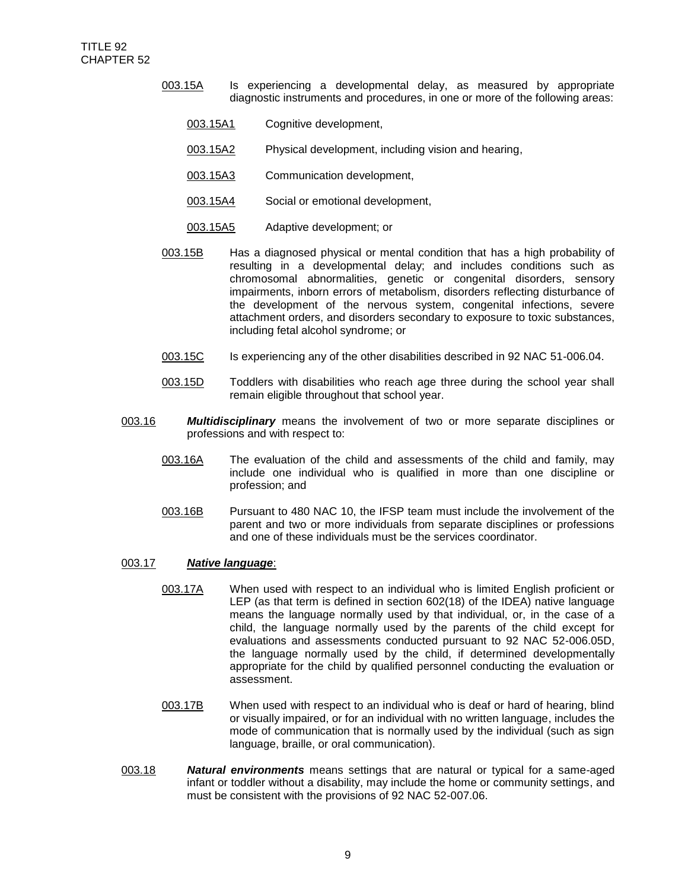003.15A Is experiencing a developmental delay, as measured by appropriate diagnostic instruments and procedures, in one or more of the following areas:

003.15A1 Cognitive development,

003.15A2 Physical development, including vision and hearing,

003.15A3 Communication development,

003.15A4 Social or emotional development,

003.15A5 Adaptive development; or

003.15B Has a diagnosed physical or mental condition that has a high probability of resulting in a developmental delay; and includes conditions such as chromosomal abnormalities, genetic or congenital disorders, sensory impairments, inborn errors of metabolism, disorders reflecting disturbance of the development of the nervous system, congenital infections, severe attachment orders, and disorders secondary to exposure to toxic substances, including fetal alcohol syndrome; or

003.15C Is experiencing any of the other disabilities described in 92 NAC 51-006.04.

003.15D Toddlers with disabilities who reach age three during the school year shall remain eligible throughout that school year.

003.16 ***Multidisciplinary*** means the involvement of two or more separate disciplines or professions and with respect to:

003.16A The evaluation of the child and assessments of the child and family, may include one individual who is qualified in more than one discipline or profession; and

003.16B Pursuant to 480 NAC 10, the IFSP team must include the involvement of the parent and two or more individuals from separate disciplines or professions and one of these individuals must be the services coordinator.

003.17 ***Native language***:

003.17A When used with respect to an individual who is limited English proficient or LEP (as that term is defined in section 602(18) of the IDEA) native language means the language normally used by that individual, or, in the case of a child, the language normally used by the parents of the child except for evaluations and assessments conducted pursuant to 92 NAC 52-006.05D, the language normally used by the child, if determined developmentally appropriate for the child by qualified personnel conducting the evaluation or assessment.

003.17B When used with respect to an individual who is deaf or hard of hearing, blind or visually impaired, or for an individual with no written language, includes the mode of communication that is normally used by the individual (such as sign language, braille, or oral communication).

003.18 ***Natural environments*** means settings that are natural or typical for a same-aged infant or toddler without a disability, may include the home or community settings, and must be consistent with the provisions of 92 NAC 52-007.06.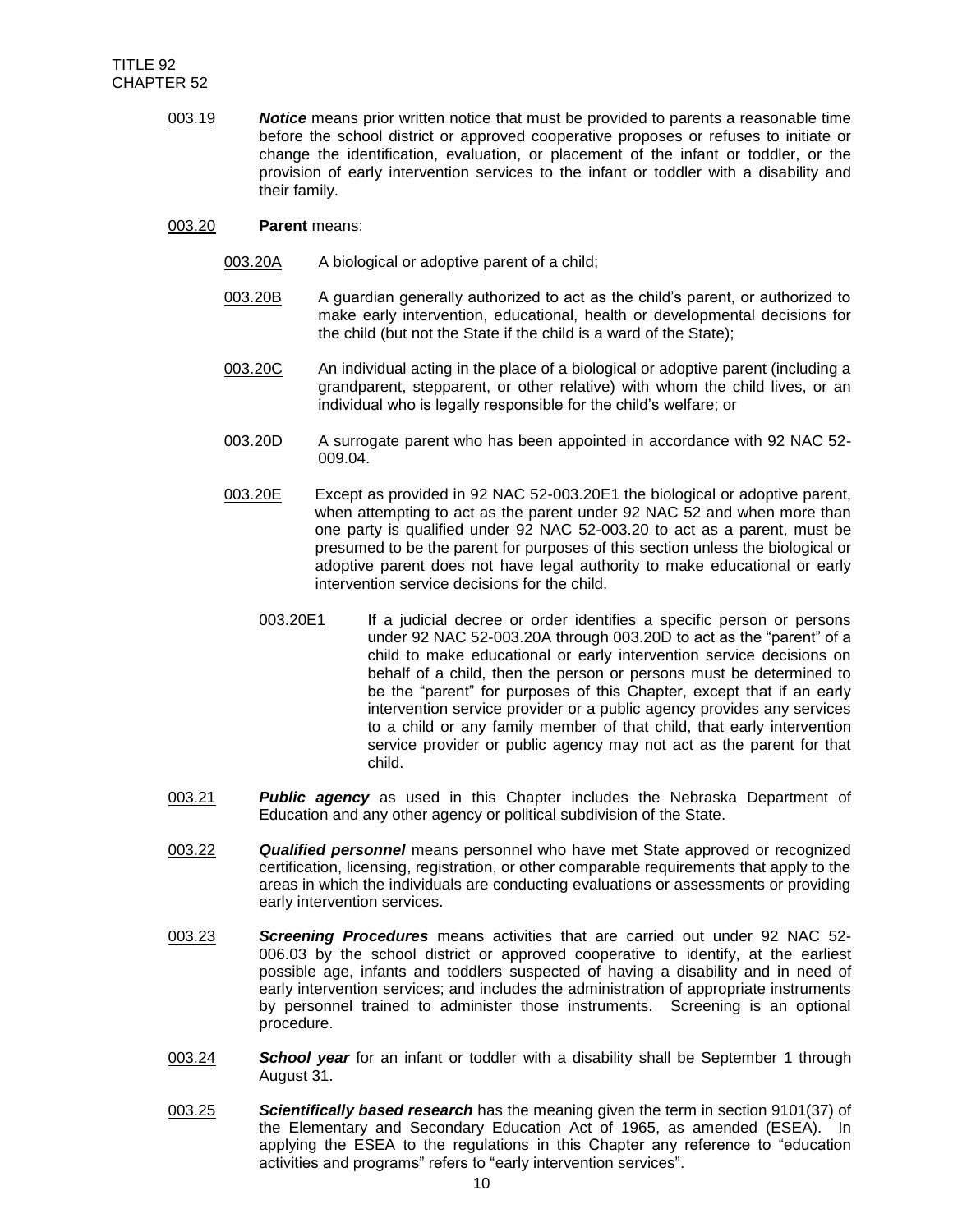003.19 ***Notice*** means prior written notice that must be provided to parents a reasonable time before the school district or approved cooperative proposes or refuses to initiate or change the identification, evaluation, or placement of the infant or toddler, or the provision of early intervention services to the infant or toddler with a disability and their family.

003.20 **Parent** means:

003.20A A biological or adoptive parent of a child;

003.20B A guardian generally authorized to act as the child's parent, or authorized to make early intervention, educational, health or developmental decisions for the child (but not the State if the child is a ward of the State);

003.20C An individual acting in the place of a biological or adoptive parent (including a grandparent, stepparent, or other relative) with whom the child lives, or an individual who is legally responsible for the child's welfare; or

003.20D A surrogate parent who has been appointed in accordance with 92 NAC 52-009.04.

003.20E Except as provided in 92 NAC 52-003.20E1 the biological or adoptive parent, when attempting to act as the parent under 92 NAC 52 and when more than one party is qualified under 92 NAC 52-003.20 to act as a parent, must be presumed to be the parent for purposes of this section unless the biological or adoptive parent does not have legal authority to make educational or early intervention service decisions for the child.

003.20E1 If a judicial decree or order identifies a specific person or persons under 92 NAC 52-003.20A through 003.20D to act as the "parent" of a child to make educational or early intervention service decisions on behalf of a child, then the person or persons must be determined to be the "parent" for purposes of this Chapter, except that if an early intervention service provider or a public agency provides any services to a child or any family member of that child, that early intervention service provider or public agency may not act as the parent for that child.

003.21 ***Public agency*** as used in this Chapter includes the Nebraska Department of Education and any other agency or political subdivision of the State.

003.22 ***Qualified personnel*** means personnel who have met State approved or recognized certification, licensing, registration, or other comparable requirements that apply to the areas in which the individuals are conducting evaluations or assessments or providing early intervention services.

003.23 ***Screening Procedures*** means activities that are carried out under 92 NAC 52-006.03 by the school district or approved cooperative to identify, at the earliest possible age, infants and toddlers suspected of having a disability and in need of early intervention services; and includes the administration of appropriate instruments by personnel trained to administer those instruments. Screening is an optional procedure.

003.24 ***School year*** for an infant or toddler with a disability shall be September 1 through August 31.

003.25 ***Scientifically based research*** has the meaning given the term in section 9101(37) of the Elementary and Secondary Education Act of 1965, as amended (ESEA). In applying the ESEA to the regulations in this Chapter any reference to "education activities and programs" refers to "early intervention services".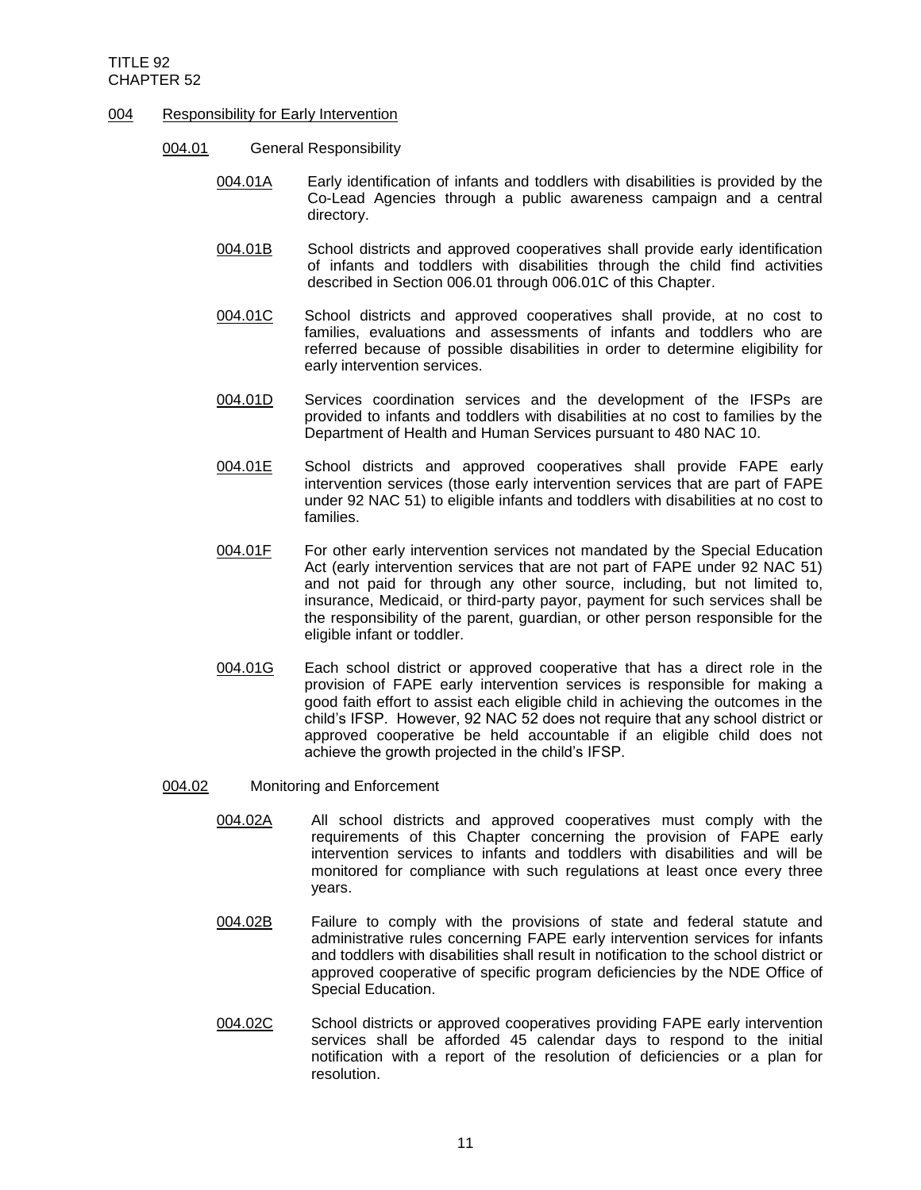## 004 Responsibility for Early Intervention

### 004.01 General Responsibility

004.01A Early identification of infants and toddlers with disabilities is provided by the Co-Lead Agencies through a public awareness campaign and a central directory.

004.01B School districts and approved cooperatives shall provide early identification of infants and toddlers with disabilities through the child find activities described in Section 006.01 through 006.01C of this Chapter.

004.01C School districts and approved cooperatives shall provide, at no cost to families, evaluations and assessments of infants and toddlers who are referred because of possible disabilities in order to determine eligibility for early intervention services.

004.01D Services coordination services and the development of the IFSPs are provided to infants and toddlers with disabilities at no cost to families by the Department of Health and Human Services pursuant to 480 NAC 10.

004.01E School districts and approved cooperatives shall provide FAPE early intervention services (those early intervention services that are part of FAPE under 92 NAC 51) to eligible infants and toddlers with disabilities at no cost to families.

004.01F For other early intervention services not mandated by the Special Education Act (early intervention services that are not part of FAPE under 92 NAC 51) and not paid for through any other source, including, but not limited to, insurance, Medicaid, or third-party payor, payment for such services shall be the responsibility of the parent, guardian, or other person responsible for the eligible infant or toddler.

004.01G Each school district or approved cooperative that has a direct role in the provision of FAPE early intervention services is responsible for making a good faith effort to assist each eligible child in achieving the outcomes in the child's IFSP. However, 92 NAC 52 does not require that any school district or approved cooperative be held accountable if an eligible child does not achieve the growth projected in the child's IFSP.

### 004.02 Monitoring and Enforcement

004.02A All school districts and approved cooperatives must comply with the requirements of this Chapter concerning the provision of FAPE early intervention services to infants and toddlers with disabilities and will be monitored for compliance with such regulations at least once every three years.

004.02B Failure to comply with the provisions of state and federal statute and administrative rules concerning FAPE early intervention services for infants and toddlers with disabilities shall result in notification to the school district or approved cooperative of specific program deficiencies by the NDE Office of Special Education.

004.02C School districts or approved cooperatives providing FAPE early intervention services shall be afforded 45 calendar days to respond to the initial notification with a report of the resolution of deficiencies or a plan for resolution.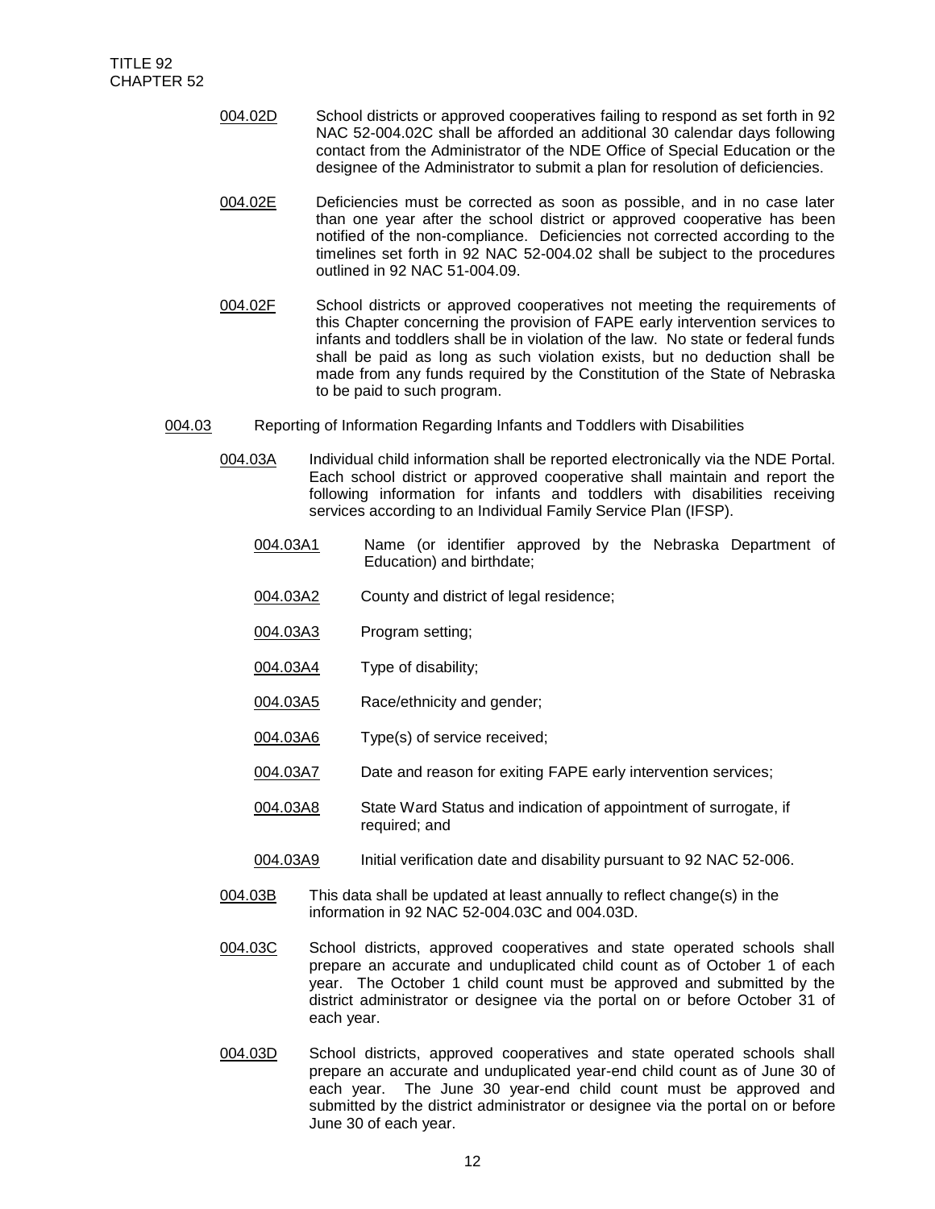004.02D School districts or approved cooperatives failing to respond as set forth in 92 NAC 52-004.02C shall be afforded an additional 30 calendar days following contact from the Administrator of the NDE Office of Special Education or the designee of the Administrator to submit a plan for resolution of deficiencies.

004.02E Deficiencies must be corrected as soon as possible, and in no case later than one year after the school district or approved cooperative has been notified of the non-compliance. Deficiencies not corrected according to the timelines set forth in 92 NAC 52-004.02 shall be subject to the procedures outlined in 92 NAC 51-004.09.

004.02F School districts or approved cooperatives not meeting the requirements of this Chapter concerning the provision of FAPE early intervention services to infants and toddlers shall be in violation of the law. No state or federal funds shall be paid as long as such violation exists, but no deduction shall be made from any funds required by the Constitution of the State of Nebraska to be paid to such program.

004.03 Reporting of Information Regarding Infants and Toddlers with Disabilities

004.03A Individual child information shall be reported electronically via the NDE Portal. Each school district or approved cooperative shall maintain and report the following information for infants and toddlers with disabilities receiving services according to an Individual Family Service Plan (IFSP).

004.03A1 Name (or identifier approved by the Nebraska Department of Education) and birthdate;

004.03A2 County and district of legal residence;

004.03A3 Program setting;

004.03A4 Type of disability;

004.03A5 Race/ethnicity and gender;

004.03A6 Type(s) of service received;

004.03A7 Date and reason for exiting FAPE early intervention services;

004.03A8 State Ward Status and indication of appointment of surrogate, if required; and

004.03A9 Initial verification date and disability pursuant to 92 NAC 52-006.

004.03B This data shall be updated at least annually to reflect change(s) in the information in 92 NAC 52-004.03C and 004.03D.

004.03C School districts, approved cooperatives and state operated schools shall prepare an accurate and unduplicated child count as of October 1 of each year. The October 1 child count must be approved and submitted by the district administrator or designee via the portal on or before October 31 of each year.

004.03D School districts, approved cooperatives and state operated schools shall prepare an accurate and unduplicated year-end child count as of June 30 of each year. The June 30 year-end child count must be approved and submitted by the district administrator or designee via the portal on or before June 30 of each year.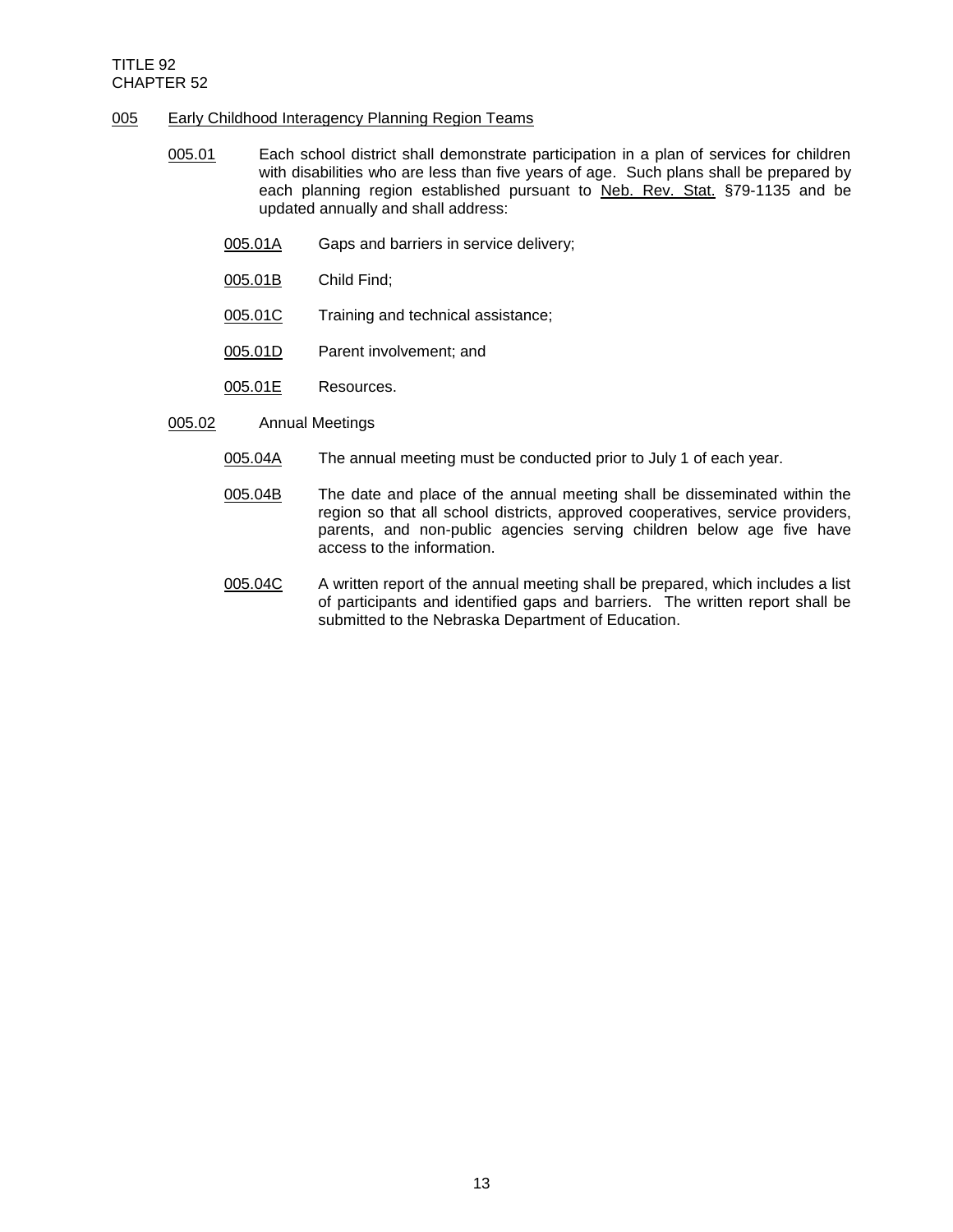TITLE 92
CHAPTER 52

005 Early Childhood Interagency Planning Region Teams

005.01 Each school district shall demonstrate participation in a plan of services for children with disabilities who are less than five years of age. Such plans shall be prepared by each planning region established pursuant to Neb. Rev. Stat. §79-1135 and be updated annually and shall address:

005.01A Gaps and barriers in service delivery;

005.01B Child Find;

005.01C Training and technical assistance;

005.01D Parent involvement; and

005.01E Resources.

005.02 Annual Meetings

005.04A The annual meeting must be conducted prior to July 1 of each year.

005.04B The date and place of the annual meeting shall be disseminated within the region so that all school districts, approved cooperatives, service providers, parents, and non-public agencies serving children below age five have access to the information.

005.04C A written report of the annual meeting shall be prepared, which includes a list of participants and identified gaps and barriers. The written report shall be submitted to the Nebraska Department of Education.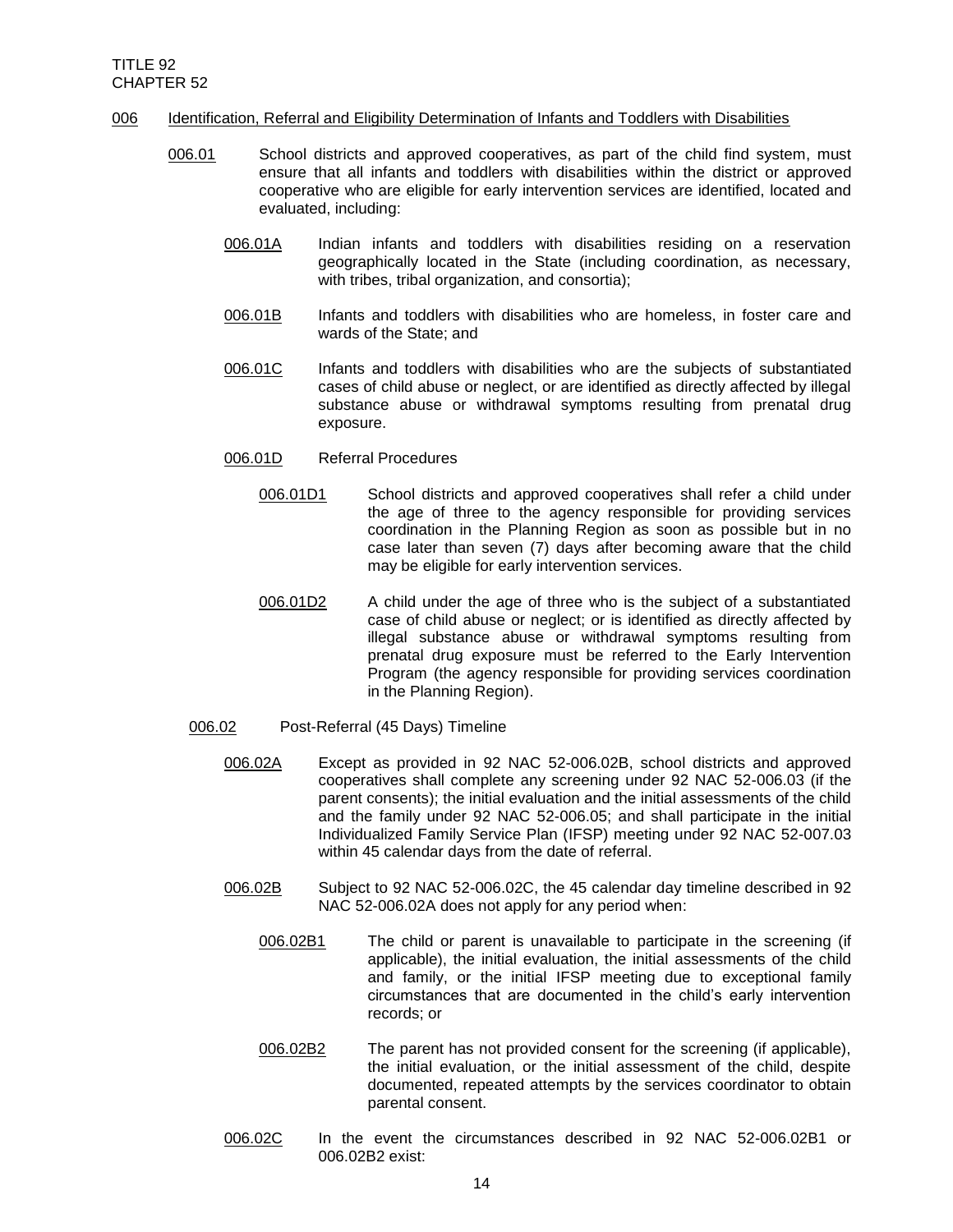## 006 Identification, Referral and Eligibility Determination of Infants and Toddlers with Disabilities

006.01 School districts and approved cooperatives, as part of the child find system, must ensure that all infants and toddlers with disabilities within the district or approved cooperative who are eligible for early intervention services are identified, located and evaluated, including:

006.01A Indian infants and toddlers with disabilities residing on a reservation geographically located in the State (including coordination, as necessary, with tribes, tribal organization, and consortia);

006.01B Infants and toddlers with disabilities who are homeless, in foster care and wards of the State; and

006.01C Infants and toddlers with disabilities who are the subjects of substantiated cases of child abuse or neglect, or are identified as directly affected by illegal substance abuse or withdrawal symptoms resulting from prenatal drug exposure.

006.01D Referral Procedures

006.01D1 School districts and approved cooperatives shall refer a child under the age of three to the agency responsible for providing services coordination in the Planning Region as soon as possible but in no case later than seven (7) days after becoming aware that the child may be eligible for early intervention services.

006.01D2 A child under the age of three who is the subject of a substantiated case of child abuse or neglect; or is identified as directly affected by illegal substance abuse or withdrawal symptoms resulting from prenatal drug exposure must be referred to the Early Intervention Program (the agency responsible for providing services coordination in the Planning Region).

006.02 Post-Referral (45 Days) Timeline

006.02A Except as provided in 92 NAC 52-006.02B, school districts and approved cooperatives shall complete any screening under 92 NAC 52-006.03 (if the parent consents); the initial evaluation and the initial assessments of the child and the family under 92 NAC 52-006.05; and shall participate in the initial Individualized Family Service Plan (IFSP) meeting under 92 NAC 52-007.03 within 45 calendar days from the date of referral.

006.02B Subject to 92 NAC 52-006.02C, the 45 calendar day timeline described in 92 NAC 52-006.02A does not apply for any period when:

006.02B1 The child or parent is unavailable to participate in the screening (if applicable), the initial evaluation, the initial assessments of the child and family, or the initial IFSP meeting due to exceptional family circumstances that are documented in the child's early intervention records; or

006.02B2 The parent has not provided consent for the screening (if applicable), the initial evaluation, or the initial assessment of the child, despite documented, repeated attempts by the services coordinator to obtain parental consent.

006.02C In the event the circumstances described in 92 NAC 52-006.02B1 or 006.02B2 exist: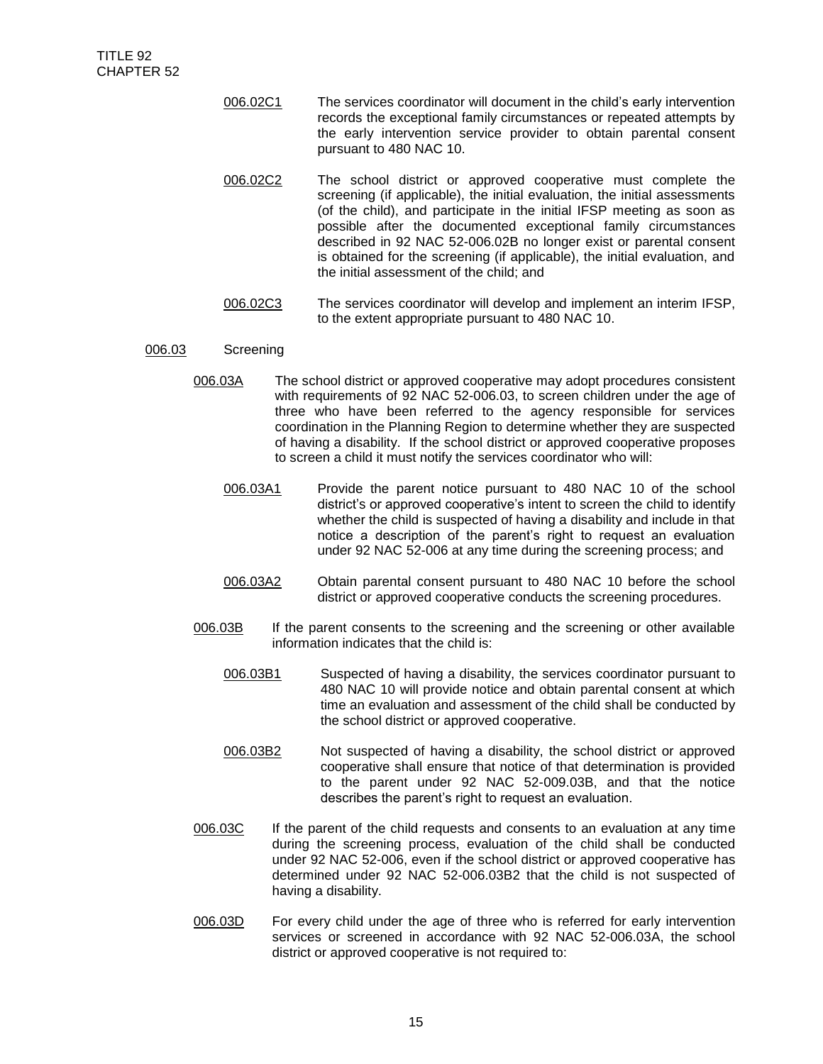006.02C1 The services coordinator will document in the child's early intervention records the exceptional family circumstances or repeated attempts by the early intervention service provider to obtain parental consent pursuant to 480 NAC 10.

006.02C2 The school district or approved cooperative must complete the screening (if applicable), the initial evaluation, the initial assessments (of the child), and participate in the initial IFSP meeting as soon as possible after the documented exceptional family circumstances described in 92 NAC 52-006.02B no longer exist or parental consent is obtained for the screening (if applicable), the initial evaluation, and the initial assessment of the child; and

006.02C3 The services coordinator will develop and implement an interim IFSP, to the extent appropriate pursuant to 480 NAC 10.

006.03 Screening

006.03A The school district or approved cooperative may adopt procedures consistent with requirements of 92 NAC 52-006.03, to screen children under the age of three who have been referred to the agency responsible for services coordination in the Planning Region to determine whether they are suspected of having a disability. If the school district or approved cooperative proposes to screen a child it must notify the services coordinator who will:

006.03A1 Provide the parent notice pursuant to 480 NAC 10 of the school district's or approved cooperative's intent to screen the child to identify whether the child is suspected of having a disability and include in that notice a description of the parent's right to request an evaluation under 92 NAC 52-006 at any time during the screening process; and

006.03A2 Obtain parental consent pursuant to 480 NAC 10 before the school district or approved cooperative conducts the screening procedures.

006.03B If the parent consents to the screening and the screening or other available information indicates that the child is:

006.03B1 Suspected of having a disability, the services coordinator pursuant to 480 NAC 10 will provide notice and obtain parental consent at which time an evaluation and assessment of the child shall be conducted by the school district or approved cooperative.

006.03B2 Not suspected of having a disability, the school district or approved cooperative shall ensure that notice of that determination is provided to the parent under 92 NAC 52-009.03B, and that the notice describes the parent's right to request an evaluation.

006.03C If the parent of the child requests and consents to an evaluation at any time during the screening process, evaluation of the child shall be conducted under 92 NAC 52-006, even if the school district or approved cooperative has determined under 92 NAC 52-006.03B2 that the child is not suspected of having a disability.

006.03D For every child under the age of three who is referred for early intervention services or screened in accordance with 92 NAC 52-006.03A, the school district or approved cooperative is not required to: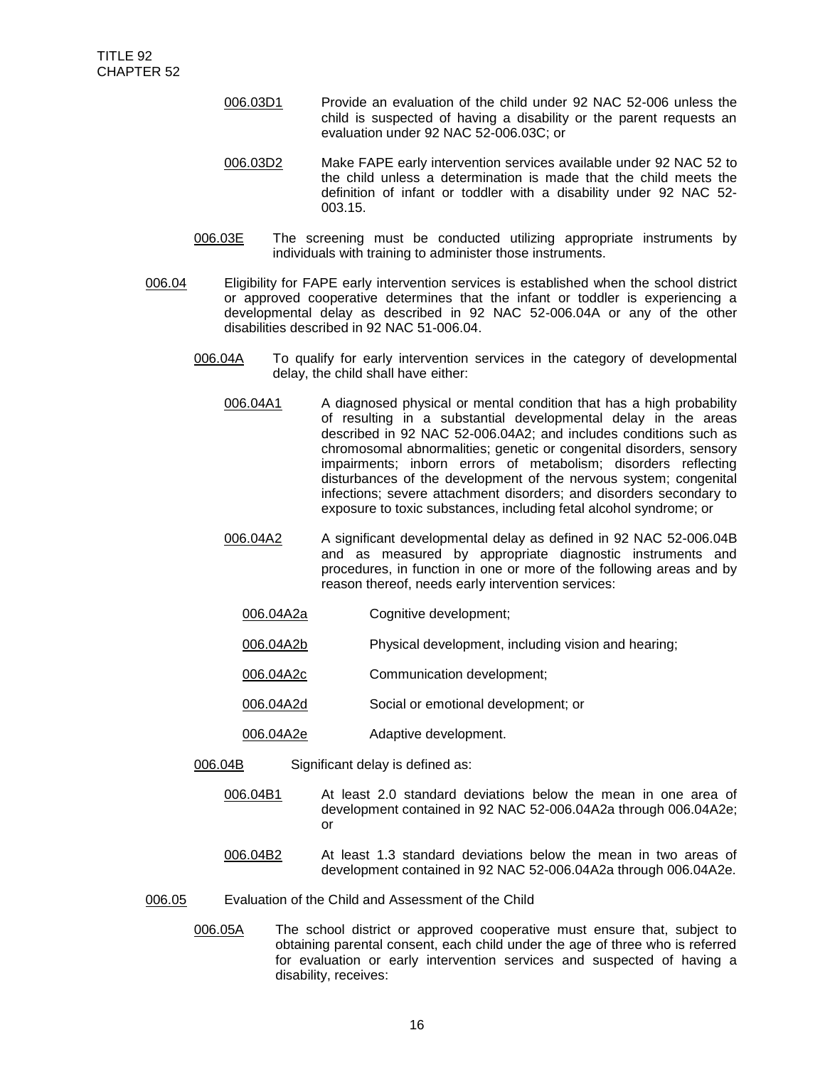006.03D1 Provide an evaluation of the child under 92 NAC 52-006 unless the child is suspected of having a disability or the parent requests an evaluation under 92 NAC 52-006.03C; or

006.03D2 Make FAPE early intervention services available under 92 NAC 52 to the child unless a determination is made that the child meets the definition of infant or toddler with a disability under 92 NAC 52-003.15.

006.03E The screening must be conducted utilizing appropriate instruments by individuals with training to administer those instruments.

006.04 Eligibility for FAPE early intervention services is established when the school district or approved cooperative determines that the infant or toddler is experiencing a developmental delay as described in 92 NAC 52-006.04A or any of the other disabilities described in 92 NAC 51-006.04.

006.04A To qualify for early intervention services in the category of developmental delay, the child shall have either:

006.04A1 A diagnosed physical or mental condition that has a high probability of resulting in a substantial developmental delay in the areas described in 92 NAC 52-006.04A2; and includes conditions such as chromosomal abnormalities; genetic or congenital disorders, sensory impairments; inborn errors of metabolism; disorders reflecting disturbances of the development of the nervous system; congenital infections; severe attachment disorders; and disorders secondary to exposure to toxic substances, including fetal alcohol syndrome; or

006.04A2 A significant developmental delay as defined in 92 NAC 52-006.04B and as measured by appropriate diagnostic instruments and procedures, in function in one or more of the following areas and by reason thereof, needs early intervention services:

006.04A2a Cognitive development;

006.04A2b Physical development, including vision and hearing;

006.04A2c Communication development;

006.04A2d Social or emotional development; or

006.04A2e Adaptive development.

006.04B Significant delay is defined as:

006.04B1 At least 2.0 standard deviations below the mean in one area of development contained in 92 NAC 52-006.04A2a through 006.04A2e; or

006.04B2 At least 1.3 standard deviations below the mean in two areas of development contained in 92 NAC 52-006.04A2a through 006.04A2e.

006.05 Evaluation of the Child and Assessment of the Child

006.05A The school district or approved cooperative must ensure that, subject to obtaining parental consent, each child under the age of three who is referred for evaluation or early intervention services and suspected of having a disability, receives: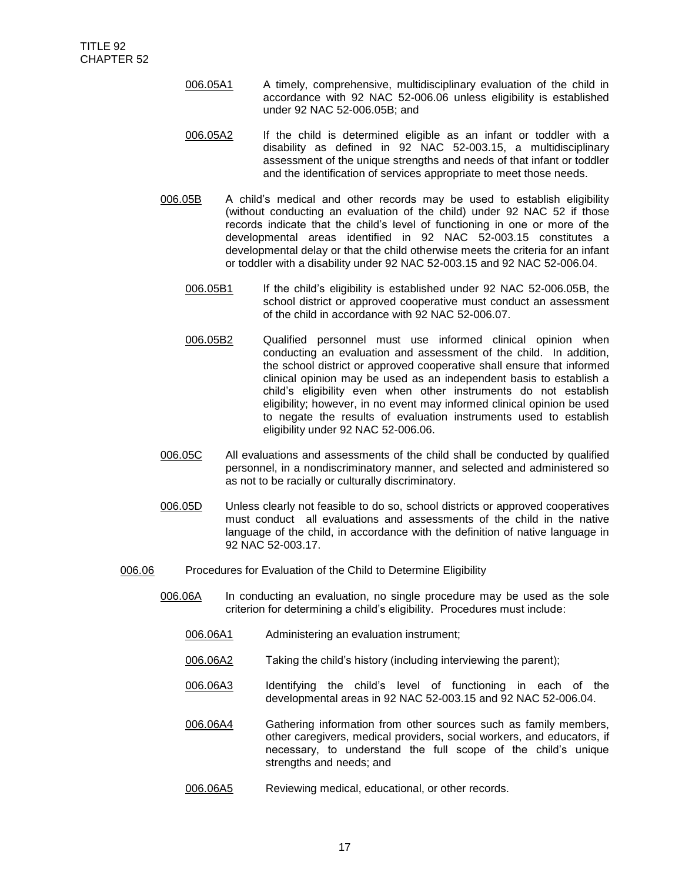006.05A1 A timely, comprehensive, multidisciplinary evaluation of the child in accordance with 92 NAC 52-006.06 unless eligibility is established under 92 NAC 52-006.05B; and

006.05A2 If the child is determined eligible as an infant or toddler with a disability as defined in 92 NAC 52-003.15, a multidisciplinary assessment of the unique strengths and needs of that infant or toddler and the identification of services appropriate to meet those needs.

006.05B A child's medical and other records may be used to establish eligibility (without conducting an evaluation of the child) under 92 NAC 52 if those records indicate that the child's level of functioning in one or more of the developmental areas identified in 92 NAC 52-003.15 constitutes a developmental delay or that the child otherwise meets the criteria for an infant or toddler with a disability under 92 NAC 52-003.15 and 92 NAC 52-006.04.

006.05B1 If the child's eligibility is established under 92 NAC 52-006.05B, the school district or approved cooperative must conduct an assessment of the child in accordance with 92 NAC 52-006.07.

006.05B2 Qualified personnel must use informed clinical opinion when conducting an evaluation and assessment of the child. In addition, the school district or approved cooperative shall ensure that informed clinical opinion may be used as an independent basis to establish a child's eligibility even when other instruments do not establish eligibility; however, in no event may informed clinical opinion be used to negate the results of evaluation instruments used to establish eligibility under 92 NAC 52-006.06.

006.05C All evaluations and assessments of the child shall be conducted by qualified personnel, in a nondiscriminatory manner, and selected and administered so as not to be racially or culturally discriminatory.

006.05D Unless clearly not feasible to do so, school districts or approved cooperatives must conduct all evaluations and assessments of the child in the native language of the child, in accordance with the definition of native language in 92 NAC 52-003.17.

006.06 Procedures for Evaluation of the Child to Determine Eligibility

006.06A In conducting an evaluation, no single procedure may be used as the sole criterion for determining a child's eligibility. Procedures must include:

006.06A1 Administering an evaluation instrument;

006.06A2 Taking the child's history (including interviewing the parent);

006.06A3 Identifying the child's level of functioning in each of the developmental areas in 92 NAC 52-003.15 and 92 NAC 52-006.04.

006.06A4 Gathering information from other sources such as family members, other caregivers, medical providers, social workers, and educators, if necessary, to understand the full scope of the child's unique strengths and needs; and

006.06A5 Reviewing medical, educational, or other records.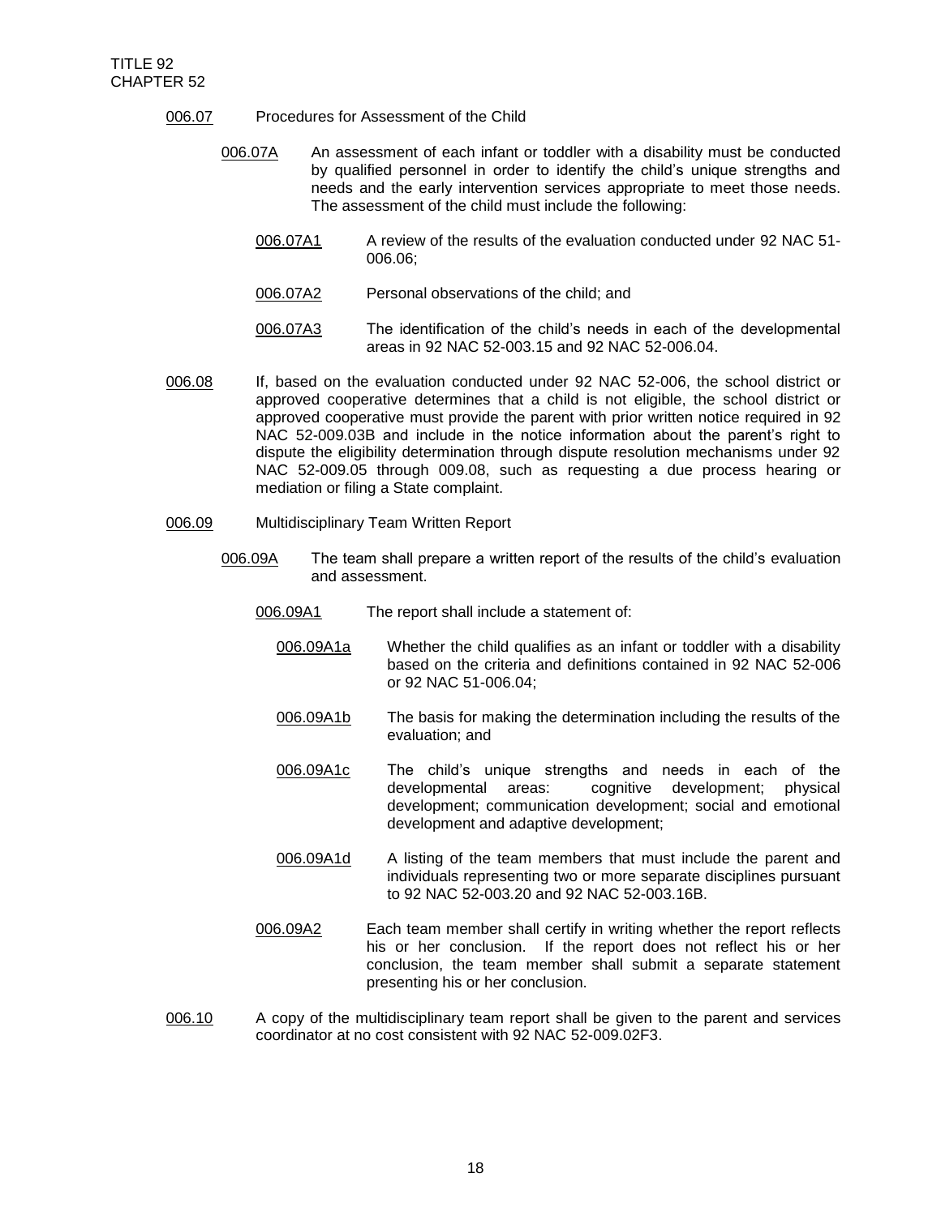006.07 Procedures for Assessment of the Child

006.07A An assessment of each infant or toddler with a disability must be conducted by qualified personnel in order to identify the child's unique strengths and needs and the early intervention services appropriate to meet those needs. The assessment of the child must include the following:

006.07A1 A review of the results of the evaluation conducted under 92 NAC 51-006.06;

006.07A2 Personal observations of the child; and

006.07A3 The identification of the child's needs in each of the developmental areas in 92 NAC 52-003.15 and 92 NAC 52-006.04.

006.08 If, based on the evaluation conducted under 92 NAC 52-006, the school district or approved cooperative determines that a child is not eligible, the school district or approved cooperative must provide the parent with prior written notice required in 92 NAC 52-009.03B and include in the notice information about the parent's right to dispute the eligibility determination through dispute resolution mechanisms under 92 NAC 52-009.05 through 009.08, such as requesting a due process hearing or mediation or filing a State complaint.

006.09 Multidisciplinary Team Written Report

006.09A The team shall prepare a written report of the results of the child's evaluation and assessment.

006.09A1 The report shall include a statement of:

006.09A1a Whether the child qualifies as an infant or toddler with a disability based on the criteria and definitions contained in 92 NAC 52-006 or 92 NAC 51-006.04;

006.09A1b The basis for making the determination including the results of the evaluation; and

006.09A1c The child's unique strengths and needs in each of the developmental areas: cognitive development; physical development; communication development; social and emotional development and adaptive development;

006.09A1d A listing of the team members that must include the parent and individuals representing two or more separate disciplines pursuant to 92 NAC 52-003.20 and 92 NAC 52-003.16B.

006.09A2 Each team member shall certify in writing whether the report reflects his or her conclusion. If the report does not reflect his or her conclusion, the team member shall submit a separate statement presenting his or her conclusion.

006.10 A copy of the multidisciplinary team report shall be given to the parent and services coordinator at no cost consistent with 92 NAC 52-009.02F3.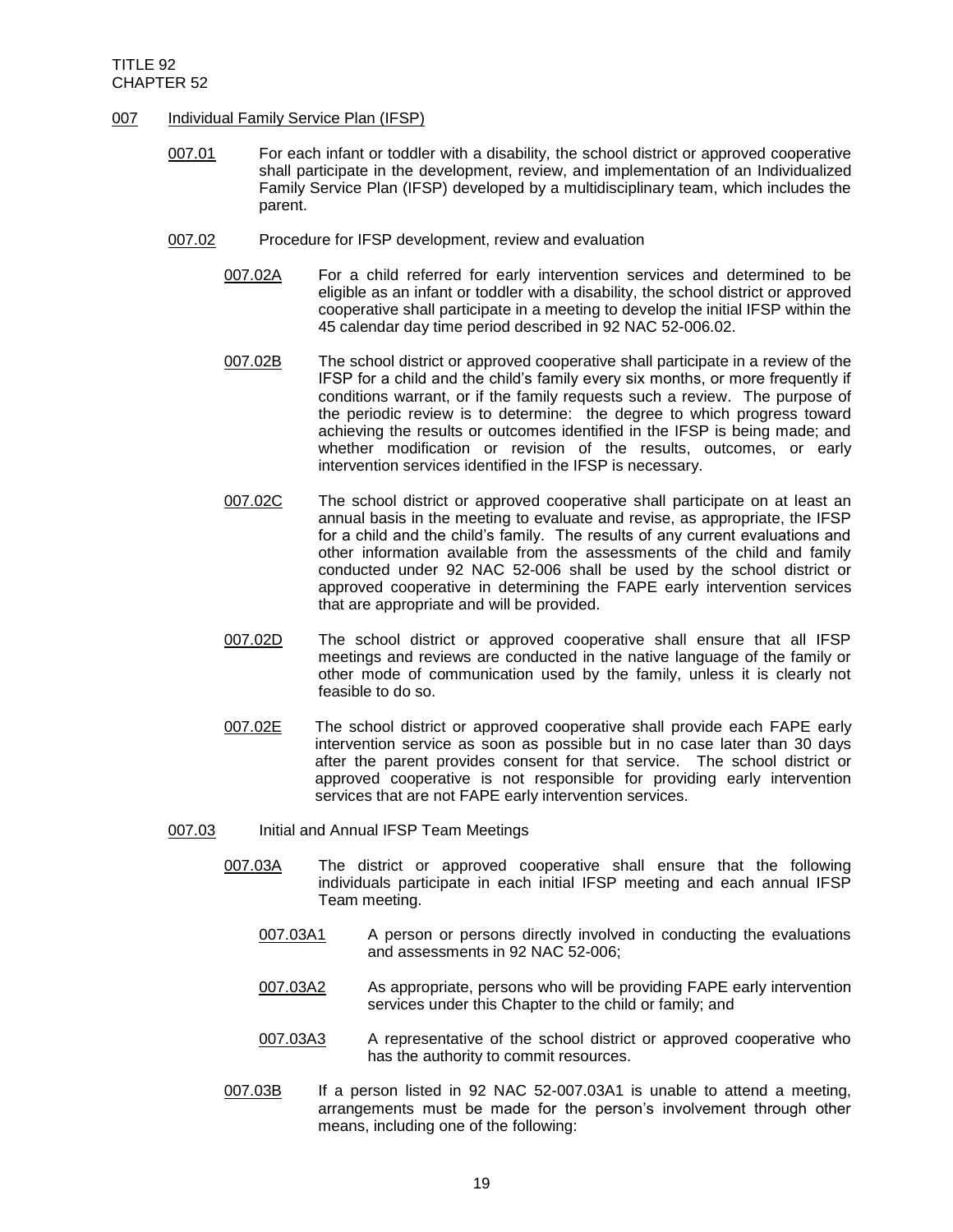## 007 Individual Family Service Plan (IFSP)

007.01 For each infant or toddler with a disability, the school district or approved cooperative shall participate in the development, review, and implementation of an Individualized Family Service Plan (IFSP) developed by a multidisciplinary team, which includes the parent.

007.02 Procedure for IFSP development, review and evaluation

007.02A For a child referred for early intervention services and determined to be eligible as an infant or toddler with a disability, the school district or approved cooperative shall participate in a meeting to develop the initial IFSP within the 45 calendar day time period described in 92 NAC 52-006.02.

007.02B The school district or approved cooperative shall participate in a review of the IFSP for a child and the child's family every six months, or more frequently if conditions warrant, or if the family requests such a review. The purpose of the periodic review is to determine: the degree to which progress toward achieving the results or outcomes identified in the IFSP is being made; and whether modification or revision of the results, outcomes, or early intervention services identified in the IFSP is necessary.

007.02C The school district or approved cooperative shall participate on at least an annual basis in the meeting to evaluate and revise, as appropriate, the IFSP for a child and the child's family. The results of any current evaluations and other information available from the assessments of the child and family conducted under 92 NAC 52-006 shall be used by the school district or approved cooperative in determining the FAPE early intervention services that are appropriate and will be provided.

007.02D The school district or approved cooperative shall ensure that all IFSP meetings and reviews are conducted in the native language of the family or other mode of communication used by the family, unless it is clearly not feasible to do so.

007.02E The school district or approved cooperative shall provide each FAPE early intervention service as soon as possible but in no case later than 30 days after the parent provides consent for that service. The school district or approved cooperative is not responsible for providing early intervention services that are not FAPE early intervention services.

007.03 Initial and Annual IFSP Team Meetings

007.03A The district or approved cooperative shall ensure that the following individuals participate in each initial IFSP meeting and each annual IFSP Team meeting.

007.03A1 A person or persons directly involved in conducting the evaluations and assessments in 92 NAC 52-006;

007.03A2 As appropriate, persons who will be providing FAPE early intervention services under this Chapter to the child or family; and

007.03A3 A representative of the school district or approved cooperative who has the authority to commit resources.

007.03B If a person listed in 92 NAC 52-007.03A1 is unable to attend a meeting, arrangements must be made for the person's involvement through other means, including one of the following: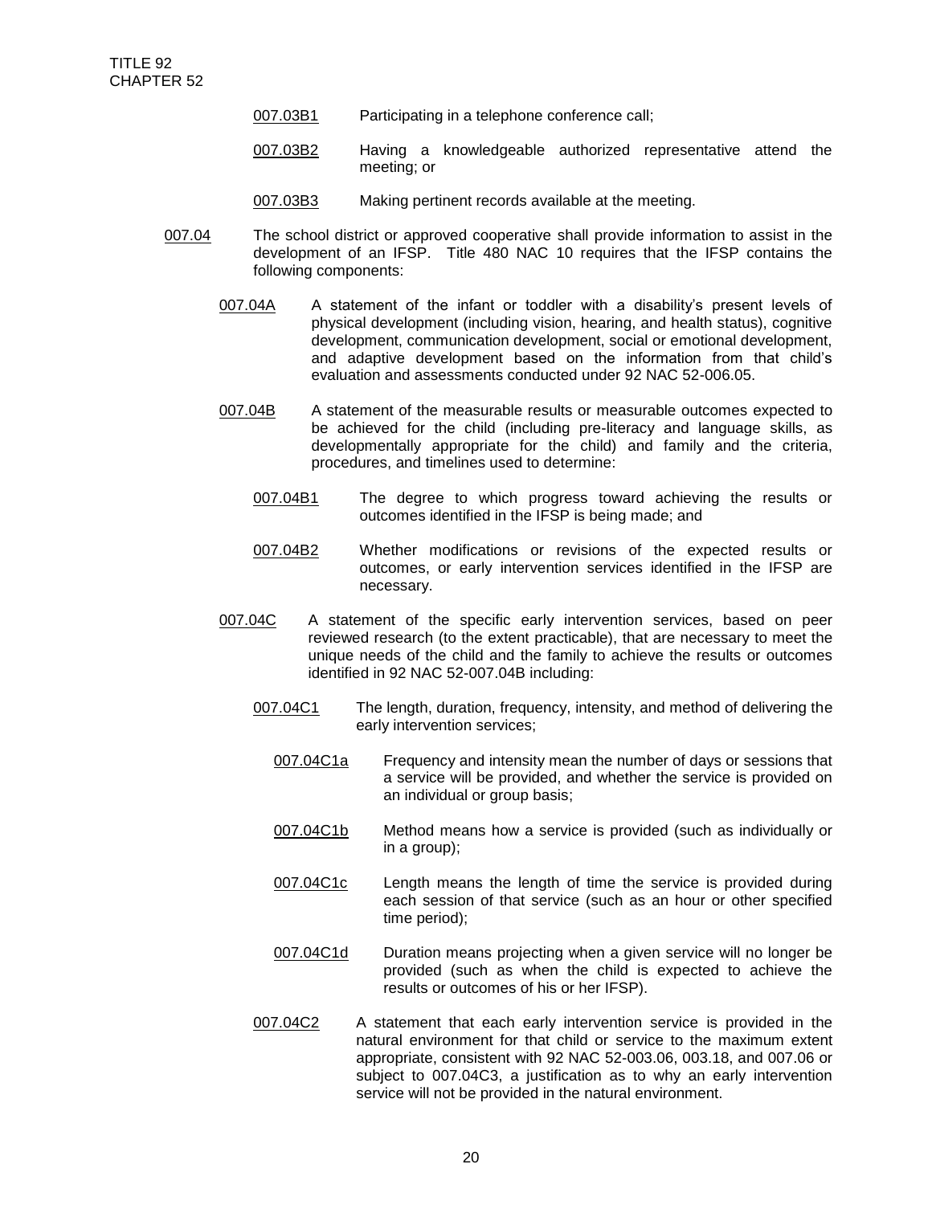007.03B1 Participating in a telephone conference call;

007.03B2 Having a knowledgeable authorized representative attend the meeting; or

007.03B3 Making pertinent records available at the meeting.

007.04 The school district or approved cooperative shall provide information to assist in the development of an IFSP. Title 480 NAC 10 requires that the IFSP contains the following components:

007.04A A statement of the infant or toddler with a disability's present levels of physical development (including vision, hearing, and health status), cognitive development, communication development, social or emotional development, and adaptive development based on the information from that child's evaluation and assessments conducted under 92 NAC 52-006.05.

007.04B A statement of the measurable results or measurable outcomes expected to be achieved for the child (including pre-literacy and language skills, as developmentally appropriate for the child) and family and the criteria, procedures, and timelines used to determine:

007.04B1 The degree to which progress toward achieving the results or outcomes identified in the IFSP is being made; and

007.04B2 Whether modifications or revisions of the expected results or outcomes, or early intervention services identified in the IFSP are necessary.

007.04C A statement of the specific early intervention services, based on peer reviewed research (to the extent practicable), that are necessary to meet the unique needs of the child and the family to achieve the results or outcomes identified in 92 NAC 52-007.04B including:

007.04C1 The length, duration, frequency, intensity, and method of delivering the early intervention services;

007.04C1a Frequency and intensity mean the number of days or sessions that a service will be provided, and whether the service is provided on an individual or group basis;

007.04C1b Method means how a service is provided (such as individually or in a group);

007.04C1c Length means the length of time the service is provided during each session of that service (such as an hour or other specified time period);

007.04C1d Duration means projecting when a given service will no longer be provided (such as when the child is expected to achieve the results or outcomes of his or her IFSP).

007.04C2 A statement that each early intervention service is provided in the natural environment for that child or service to the maximum extent appropriate, consistent with 92 NAC 52-003.06, 003.18, and 007.06 or subject to 007.04C3, a justification as to why an early intervention service will not be provided in the natural environment.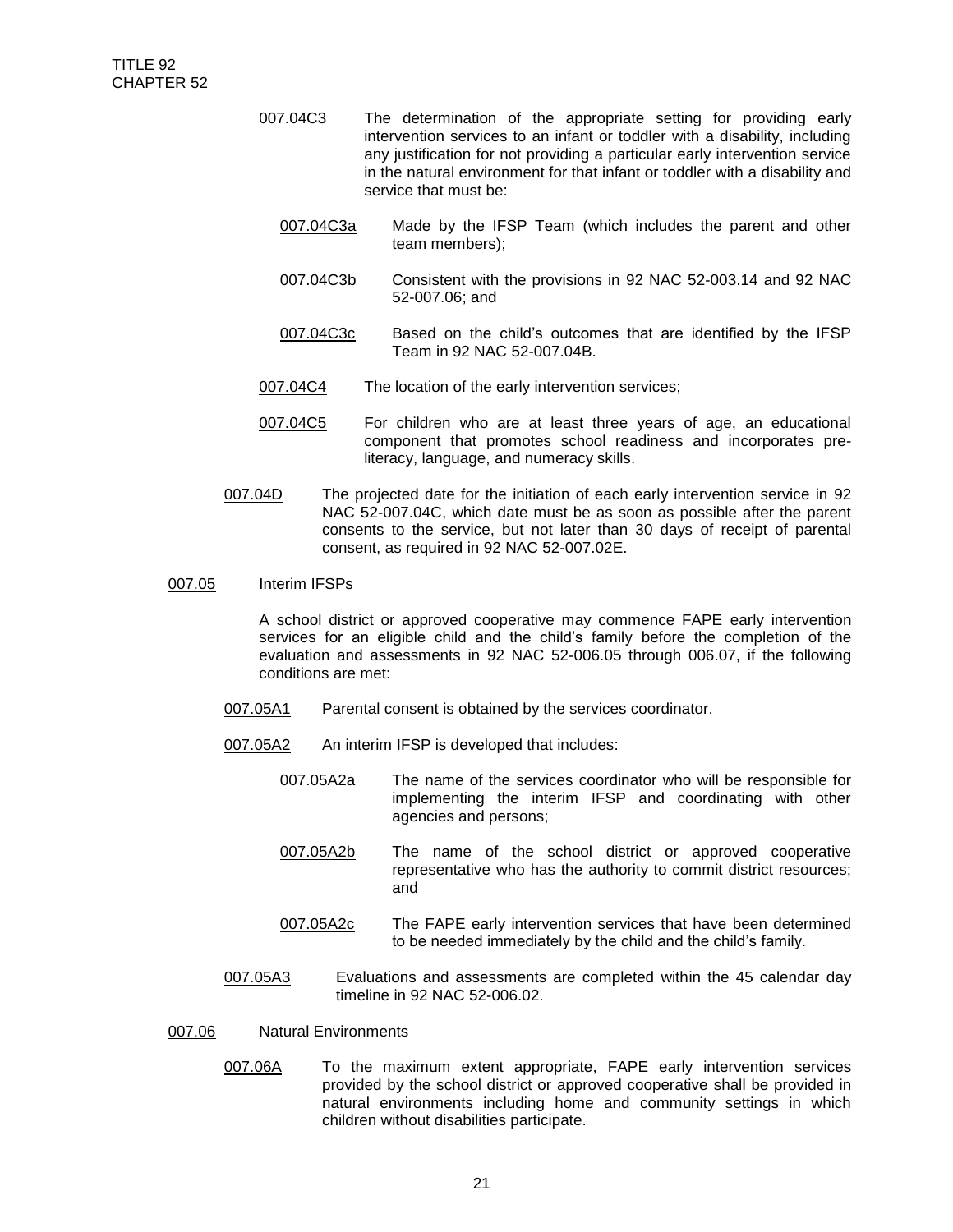007.04C3 The determination of the appropriate setting for providing early intervention services to an infant or toddler with a disability, including any justification for not providing a particular early intervention service in the natural environment for that infant or toddler with a disability and service that must be:

007.04C3a Made by the IFSP Team (which includes the parent and other team members);

007.04C3b Consistent with the provisions in 92 NAC 52-003.14 and 92 NAC 52-007.06; and

007.04C3c Based on the child's outcomes that are identified by the IFSP Team in 92 NAC 52-007.04B.

007.04C4 The location of the early intervention services;

007.04C5 For children who are at least three years of age, an educational component that promotes school readiness and incorporates pre-literacy, language, and numeracy skills.

007.04D The projected date for the initiation of each early intervention service in 92 NAC 52-007.04C, which date must be as soon as possible after the parent consents to the service, but not later than 30 days of receipt of parental consent, as required in 92 NAC 52-007.02E.

007.05 Interim IFSPs

A school district or approved cooperative may commence FAPE early intervention services for an eligible child and the child's family before the completion of the evaluation and assessments in 92 NAC 52-006.05 through 006.07, if the following conditions are met:

007.05A1 Parental consent is obtained by the services coordinator.

007.05A2 An interim IFSP is developed that includes:

007.05A2a The name of the services coordinator who will be responsible for implementing the interim IFSP and coordinating with other agencies and persons;

007.05A2b The name of the school district or approved cooperative representative who has the authority to commit district resources; and

007.05A2c The FAPE early intervention services that have been determined to be needed immediately by the child and the child's family.

007.05A3 Evaluations and assessments are completed within the 45 calendar day timeline in 92 NAC 52-006.02.

007.06 Natural Environments

007.06A To the maximum extent appropriate, FAPE early intervention services provided by the school district or approved cooperative shall be provided in natural environments including home and community settings in which children without disabilities participate.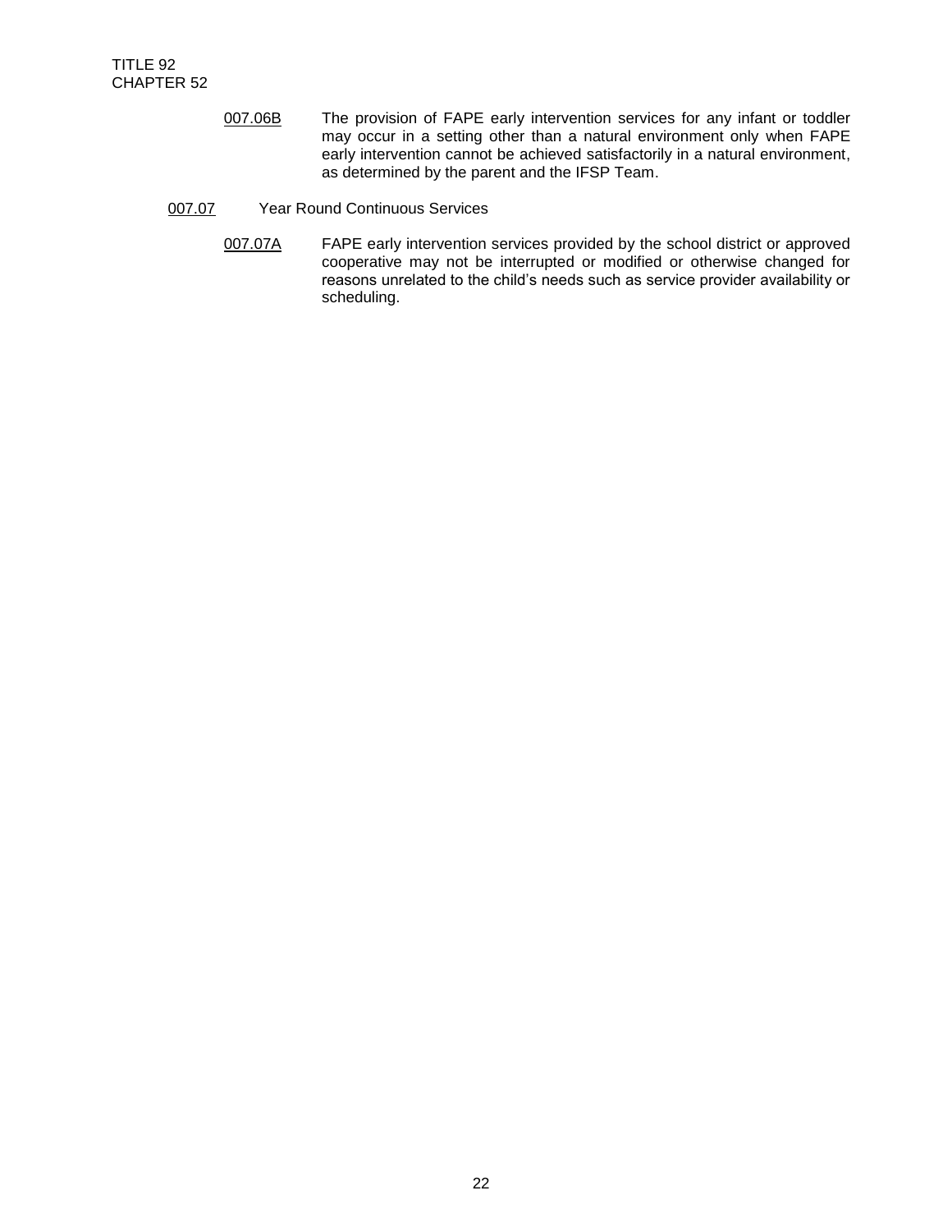007.06B The provision of FAPE early intervention services for any infant or toddler may occur in a setting other than a natural environment only when FAPE early intervention cannot be achieved satisfactorily in a natural environment, as determined by the parent and the IFSP Team.

007.07 Year Round Continuous Services

007.07A FAPE early intervention services provided by the school district or approved cooperative may not be interrupted or modified or otherwise changed for reasons unrelated to the child's needs such as service provider availability or scheduling.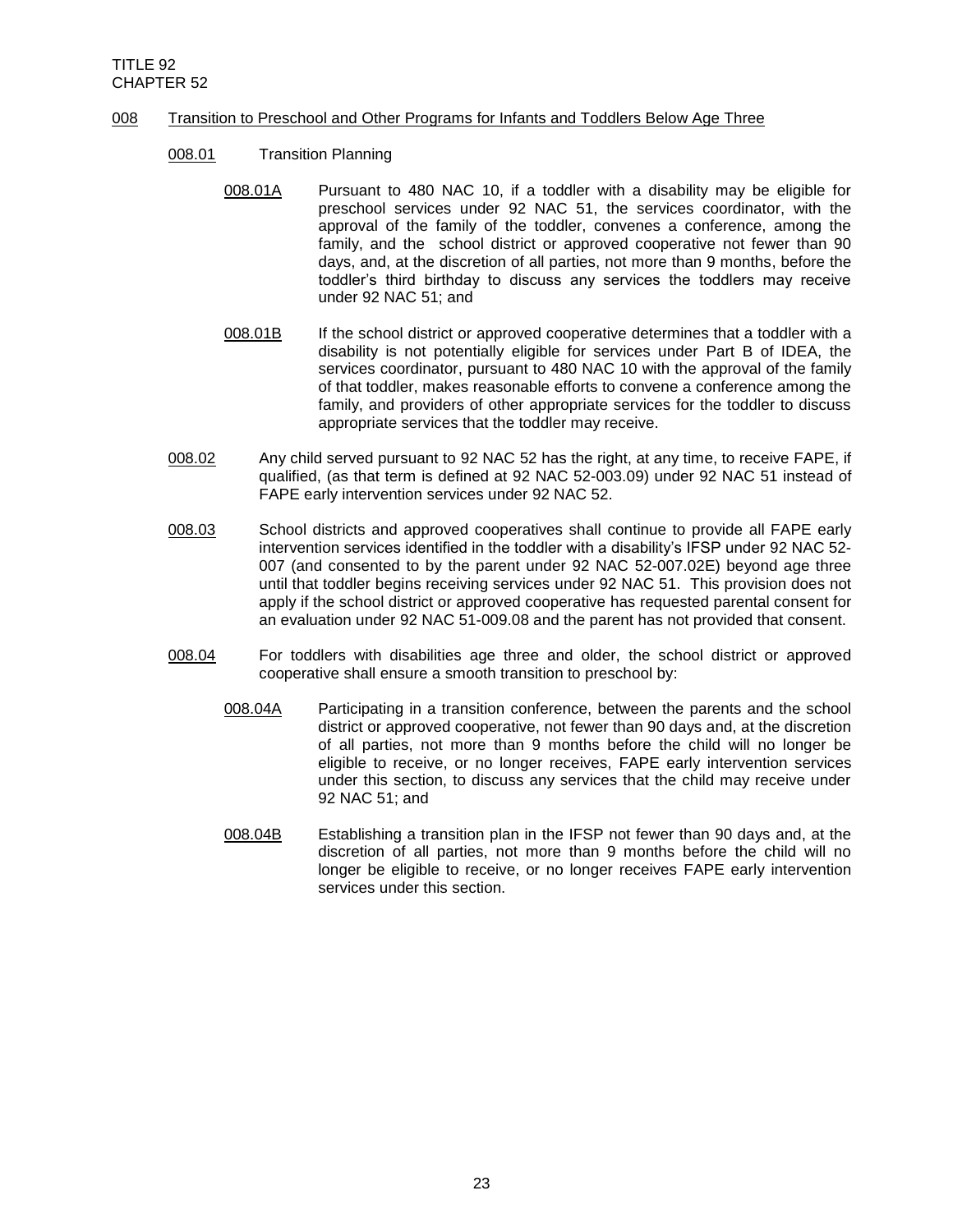## 008 Transition to Preschool and Other Programs for Infants and Toddlers Below Age Three

### 008.01 Transition Planning

008.01A Pursuant to 480 NAC 10, if a toddler with a disability may be eligible for preschool services under 92 NAC 51, the services coordinator, with the approval of the family of the toddler, convenes a conference, among the family, and the school district or approved cooperative not fewer than 90 days, and, at the discretion of all parties, not more than 9 months, before the toddler's third birthday to discuss any services the toddlers may receive under 92 NAC 51; and

008.01B If the school district or approved cooperative determines that a toddler with a disability is not potentially eligible for services under Part B of IDEA, the services coordinator, pursuant to 480 NAC 10 with the approval of the family of that toddler, makes reasonable efforts to convene a conference among the family, and providers of other appropriate services for the toddler to discuss appropriate services that the toddler may receive.

008.02 Any child served pursuant to 92 NAC 52 has the right, at any time, to receive FAPE, if qualified, (as that term is defined at 92 NAC 52-003.09) under 92 NAC 51 instead of FAPE early intervention services under 92 NAC 52.

008.03 School districts and approved cooperatives shall continue to provide all FAPE early intervention services identified in the toddler with a disability's IFSP under 92 NAC 52-007 (and consented to by the parent under 92 NAC 52-007.02E) beyond age three until that toddler begins receiving services under 92 NAC 51. This provision does not apply if the school district or approved cooperative has requested parental consent for an evaluation under 92 NAC 51-009.08 and the parent has not provided that consent.

008.04 For toddlers with disabilities age three and older, the school district or approved cooperative shall ensure a smooth transition to preschool by:

008.04A Participating in a transition conference, between the parents and the school district or approved cooperative, not fewer than 90 days and, at the discretion of all parties, not more than 9 months before the child will no longer be eligible to receive, or no longer receives, FAPE early intervention services under this section, to discuss any services that the child may receive under 92 NAC 51; and

008.04B Establishing a transition plan in the IFSP not fewer than 90 days and, at the discretion of all parties, not more than 9 months before the child will no longer be eligible to receive, or no longer receives FAPE early intervention services under this section.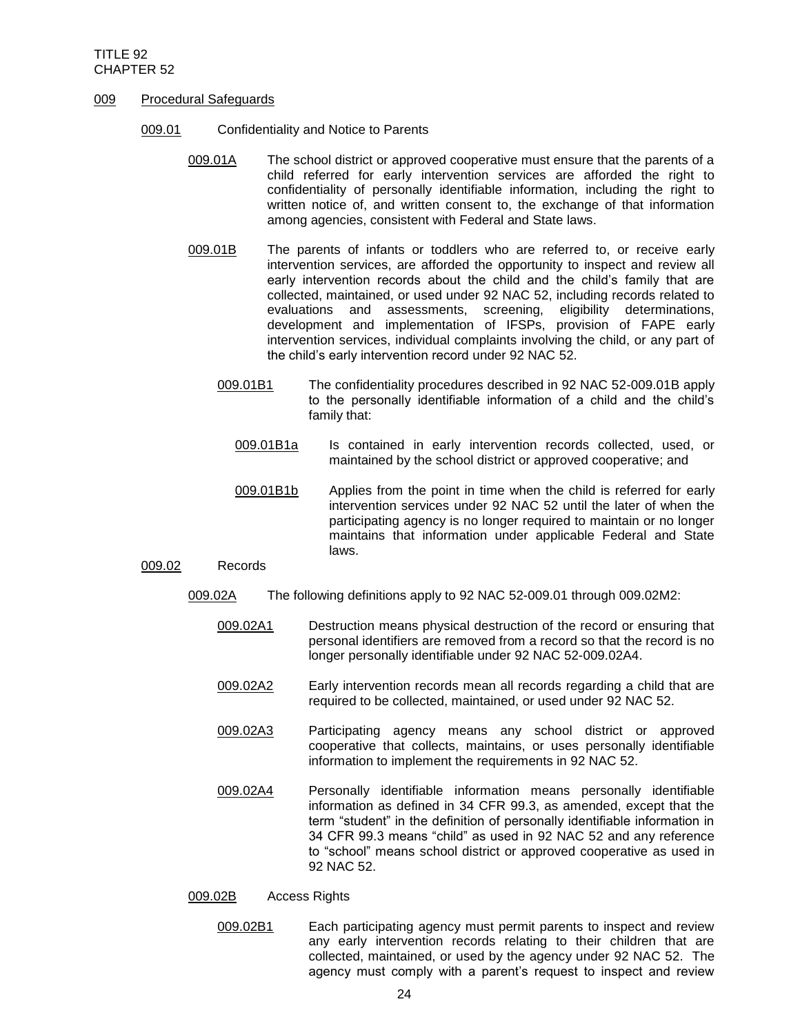## 009 Procedural Safeguards

### 009.01 Confidentiality and Notice to Parents

009.01A The school district or approved cooperative must ensure that the parents of a child referred for early intervention services are afforded the right to confidentiality of personally identifiable information, including the right to written notice of, and written consent to, the exchange of that information among agencies, consistent with Federal and State laws.

009.01B The parents of infants or toddlers who are referred to, or receive early intervention services, are afforded the opportunity to inspect and review all early intervention records about the child and the child's family that are collected, maintained, or used under 92 NAC 52, including records related to evaluations and assessments, screening, eligibility determinations, development and implementation of IFSPs, provision of FAPE early intervention services, individual complaints involving the child, or any part of the child's early intervention record under 92 NAC 52.

009.01B1 The confidentiality procedures described in 92 NAC 52-009.01B apply to the personally identifiable information of a child and the child's family that:

009.01B1a Is contained in early intervention records collected, used, or maintained by the school district or approved cooperative; and

009.01B1b Applies from the point in time when the child is referred for early intervention services under 92 NAC 52 until the later of when the participating agency is no longer required to maintain or no longer maintains that information under applicable Federal and State laws.

### 009.02 Records

009.02A The following definitions apply to 92 NAC 52-009.01 through 009.02M2:

009.02A1 Destruction means physical destruction of the record or ensuring that personal identifiers are removed from a record so that the record is no longer personally identifiable under 92 NAC 52-009.02A4.

009.02A2 Early intervention records mean all records regarding a child that are required to be collected, maintained, or used under 92 NAC 52.

009.02A3 Participating agency means any school district or approved cooperative that collects, maintains, or uses personally identifiable information to implement the requirements in 92 NAC 52.

009.02A4 Personally identifiable information means personally identifiable information as defined in 34 CFR 99.3, as amended, except that the term "student" in the definition of personally identifiable information in 34 CFR 99.3 means "child" as used in 92 NAC 52 and any reference to "school" means school district or approved cooperative as used in 92 NAC 52.

009.02B Access Rights

009.02B1 Each participating agency must permit parents to inspect and review any early intervention records relating to their children that are collected, maintained, or used by the agency under 92 NAC 52. The agency must comply with a parent's request to inspect and review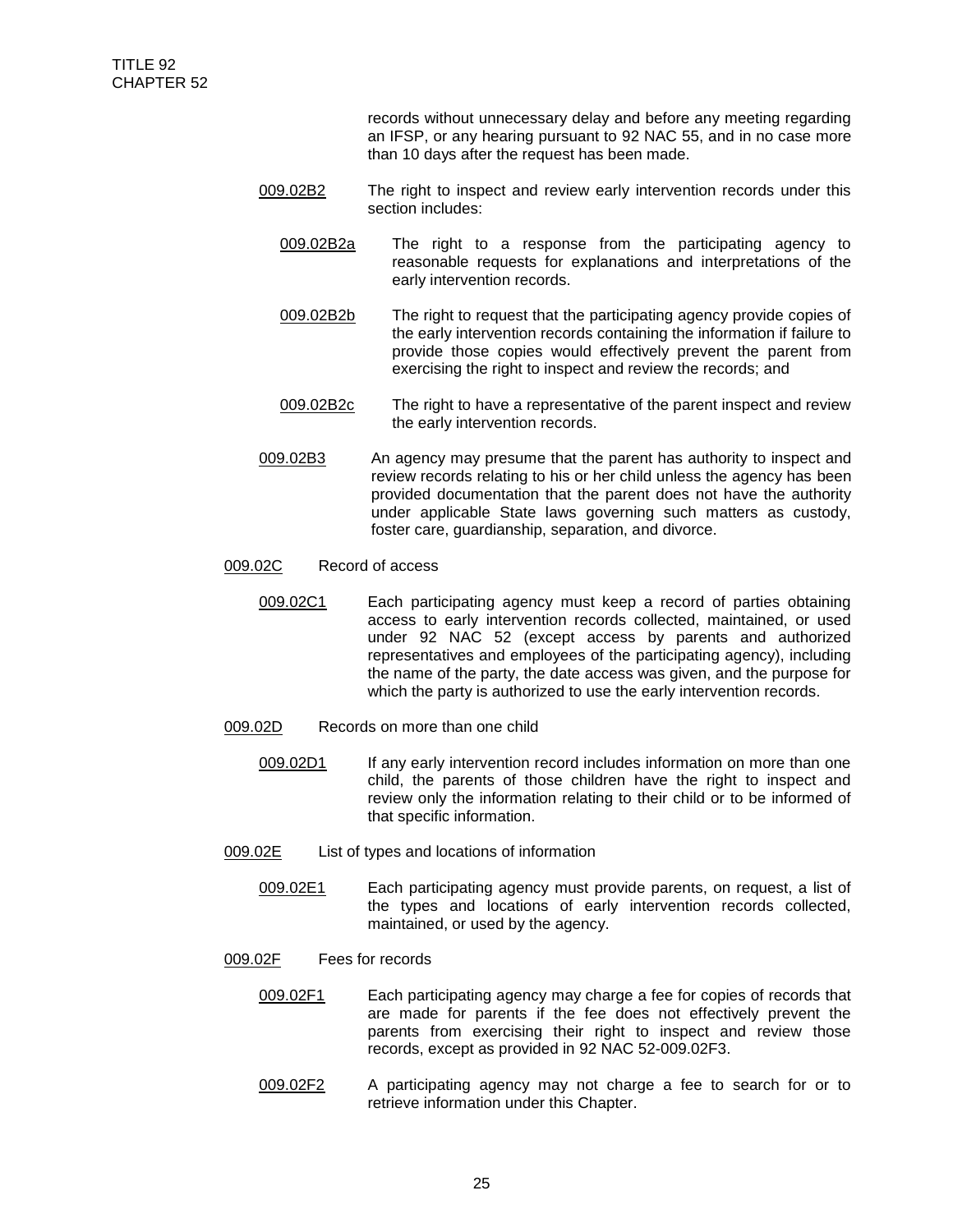records without unnecessary delay and before any meeting regarding an IFSP, or any hearing pursuant to 92 NAC 55, and in no case more than 10 days after the request has been made.

009.02B2 The right to inspect and review early intervention records under this section includes:

009.02B2a The right to a response from the participating agency to reasonable requests for explanations and interpretations of the early intervention records.

009.02B2b The right to request that the participating agency provide copies of the early intervention records containing the information if failure to provide those copies would effectively prevent the parent from exercising the right to inspect and review the records; and

009.02B2c The right to have a representative of the parent inspect and review the early intervention records.

009.02B3 An agency may presume that the parent has authority to inspect and review records relating to his or her child unless the agency has been provided documentation that the parent does not have the authority under applicable State laws governing such matters as custody, foster care, guardianship, separation, and divorce.

009.02C Record of access

009.02C1 Each participating agency must keep a record of parties obtaining access to early intervention records collected, maintained, or used under 92 NAC 52 (except access by parents and authorized representatives and employees of the participating agency), including the name of the party, the date access was given, and the purpose for which the party is authorized to use the early intervention records.

009.02D Records on more than one child

009.02D1 If any early intervention record includes information on more than one child, the parents of those children have the right to inspect and review only the information relating to their child or to be informed of that specific information.

009.02E List of types and locations of information

009.02E1 Each participating agency must provide parents, on request, a list of the types and locations of early intervention records collected, maintained, or used by the agency.

009.02F Fees for records

009.02F1 Each participating agency may charge a fee for copies of records that are made for parents if the fee does not effectively prevent the parents from exercising their right to inspect and review those records, except as provided in 92 NAC 52-009.02F3.

009.02F2 A participating agency may not charge a fee to search for or to retrieve information under this Chapter.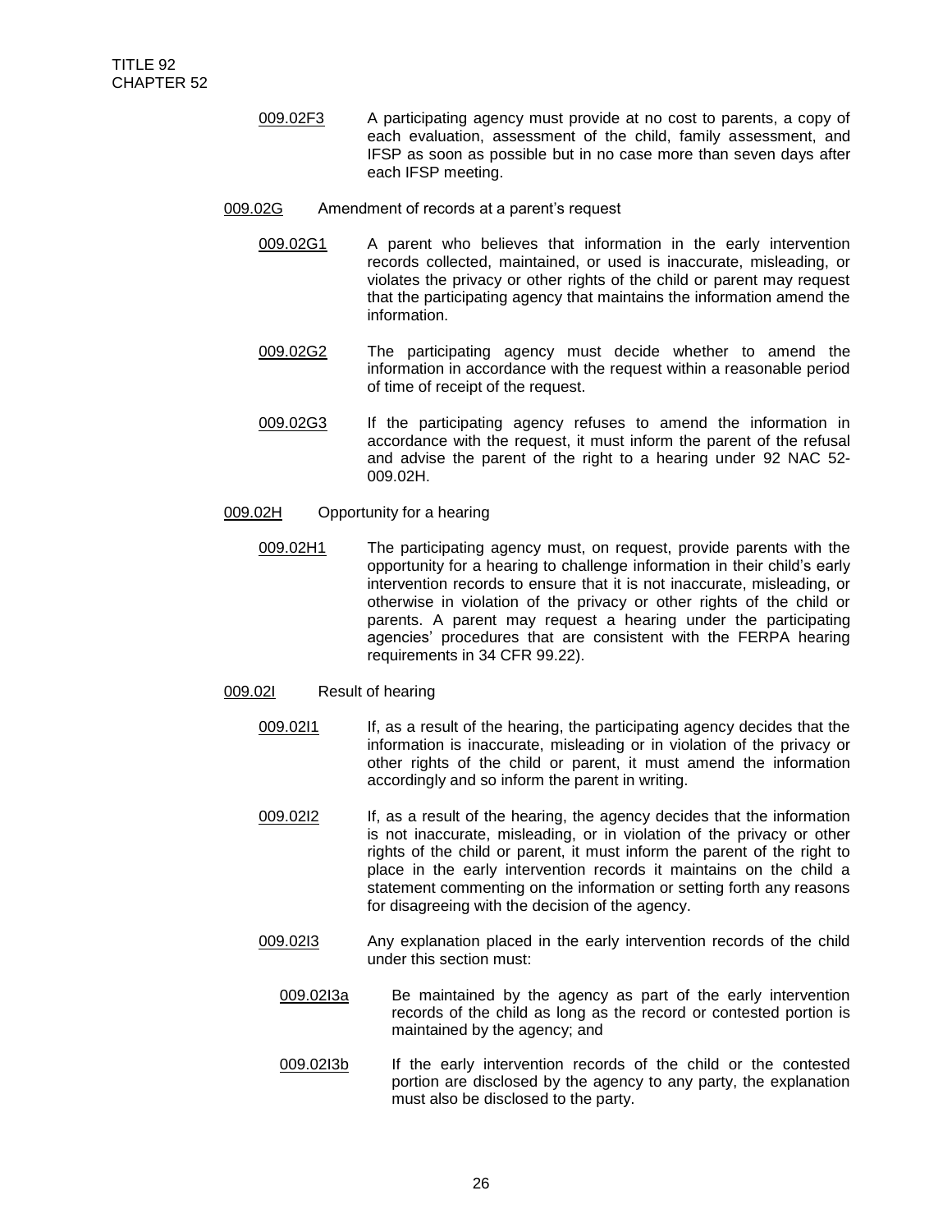009.02F3 A participating agency must provide at no cost to parents, a copy of each evaluation, assessment of the child, family assessment, and IFSP as soon as possible but in no case more than seven days after each IFSP meeting.

009.02G Amendment of records at a parent's request

009.02G1 A parent who believes that information in the early intervention records collected, maintained, or used is inaccurate, misleading, or violates the privacy or other rights of the child or parent may request that the participating agency that maintains the information amend the information.

009.02G2 The participating agency must decide whether to amend the information in accordance with the request within a reasonable period of time of receipt of the request.

009.02G3 If the participating agency refuses to amend the information in accordance with the request, it must inform the parent of the refusal and advise the parent of the right to a hearing under 92 NAC 52-009.02H.

009.02H Opportunity for a hearing

009.02H1 The participating agency must, on request, provide parents with the opportunity for a hearing to challenge information in their child's early intervention records to ensure that it is not inaccurate, misleading, or otherwise in violation of the privacy or other rights of the child or parents. A parent may request a hearing under the participating agencies' procedures that are consistent with the FERPA hearing requirements in 34 CFR 99.22).

009.02I Result of hearing

009.02I1 If, as a result of the hearing, the participating agency decides that the information is inaccurate, misleading or in violation of the privacy or other rights of the child or parent, it must amend the information accordingly and so inform the parent in writing.

009.02I2 If, as a result of the hearing, the agency decides that the information is not inaccurate, misleading, or in violation of the privacy or other rights of the child or parent, it must inform the parent of the right to place in the early intervention records it maintains on the child a statement commenting on the information or setting forth any reasons for disagreeing with the decision of the agency.

009.02I3 Any explanation placed in the early intervention records of the child under this section must:

009.02I3a Be maintained by the agency as part of the early intervention records of the child as long as the record or contested portion is maintained by the agency; and

009.02I3b If the early intervention records of the child or the contested portion are disclosed by the agency to any party, the explanation must also be disclosed to the party.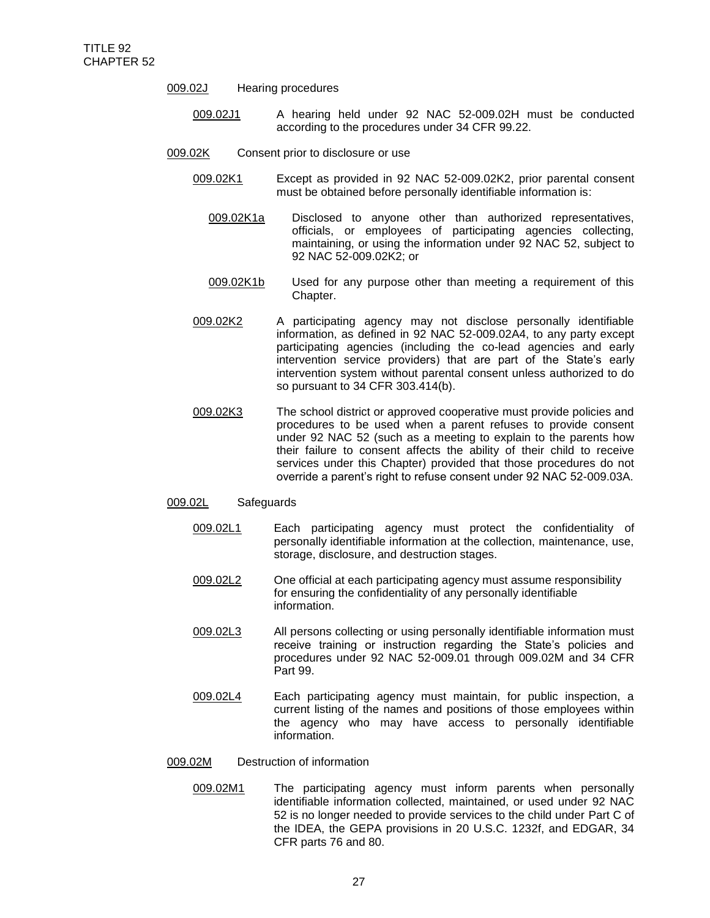009.02J Hearing procedures

009.02J1 A hearing held under 92 NAC 52-009.02H must be conducted according to the procedures under 34 CFR 99.22.

009.02K Consent prior to disclosure or use

009.02K1 Except as provided in 92 NAC 52-009.02K2, prior parental consent must be obtained before personally identifiable information is:

009.02K1a Disclosed to anyone other than authorized representatives, officials, or employees of participating agencies collecting, maintaining, or using the information under 92 NAC 52, subject to 92 NAC 52-009.02K2; or

009.02K1b Used for any purpose other than meeting a requirement of this Chapter.

009.02K2 A participating agency may not disclose personally identifiable information, as defined in 92 NAC 52-009.02A4, to any party except participating agencies (including the co-lead agencies and early intervention service providers) that are part of the State's early intervention system without parental consent unless authorized to do so pursuant to 34 CFR 303.414(b).

009.02K3 The school district or approved cooperative must provide policies and procedures to be used when a parent refuses to provide consent under 92 NAC 52 (such as a meeting to explain to the parents how their failure to consent affects the ability of their child to receive services under this Chapter) provided that those procedures do not override a parent's right to refuse consent under 92 NAC 52-009.03A.

009.02L Safeguards

009.02L1 Each participating agency must protect the confidentiality of personally identifiable information at the collection, maintenance, use, storage, disclosure, and destruction stages.

009.02L2 One official at each participating agency must assume responsibility for ensuring the confidentiality of any personally identifiable information.

009.02L3 All persons collecting or using personally identifiable information must receive training or instruction regarding the State's policies and procedures under 92 NAC 52-009.01 through 009.02M and 34 CFR Part 99.

009.02L4 Each participating agency must maintain, for public inspection, a current listing of the names and positions of those employees within the agency who may have access to personally identifiable information.

009.02M Destruction of information

009.02M1 The participating agency must inform parents when personally identifiable information collected, maintained, or used under 92 NAC 52 is no longer needed to provide services to the child under Part C of the IDEA, the GEPA provisions in 20 U.S.C. 1232f, and EDGAR, 34 CFR parts 76 and 80.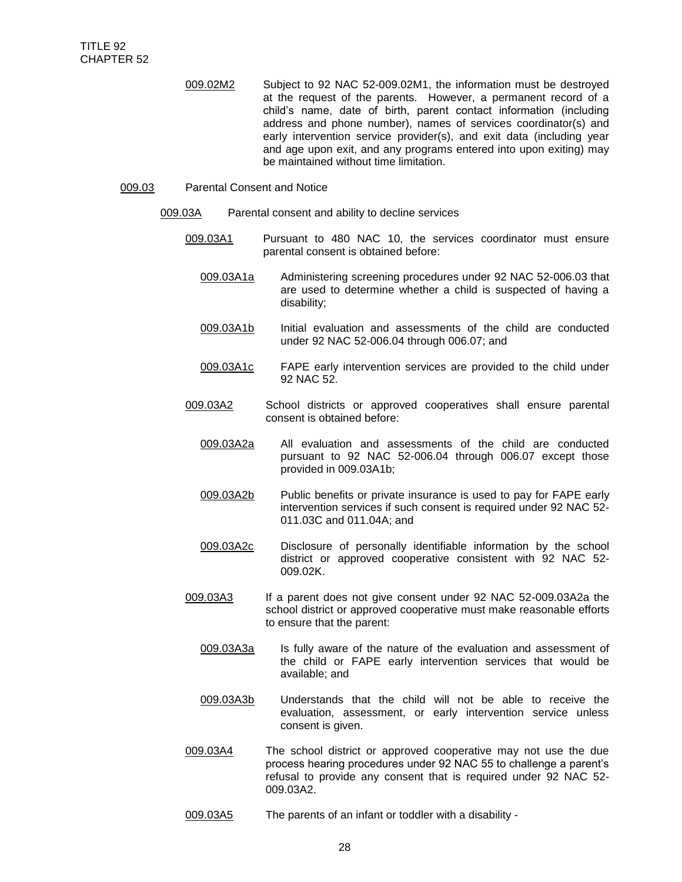009.02M2 Subject to 92 NAC 52-009.02M1, the information must be destroyed at the request of the parents. However, a permanent record of a child's name, date of birth, parent contact information (including address and phone number), names of services coordinator(s) and early intervention service provider(s), and exit data (including year and age upon exit, and any programs entered into upon exiting) may be maintained without time limitation.

009.03 Parental Consent and Notice

009.03A Parental consent and ability to decline services

009.03A1 Pursuant to 480 NAC 10, the services coordinator must ensure parental consent is obtained before:

009.03A1a Administering screening procedures under 92 NAC 52-006.03 that are used to determine whether a child is suspected of having a disability;

009.03A1b Initial evaluation and assessments of the child are conducted under 92 NAC 52-006.04 through 006.07; and

009.03A1c FAPE early intervention services are provided to the child under 92 NAC 52.

009.03A2 School districts or approved cooperatives shall ensure parental consent is obtained before:

009.03A2a All evaluation and assessments of the child are conducted pursuant to 92 NAC 52-006.04 through 006.07 except those provided in 009.03A1b;

009.03A2b Public benefits or private insurance is used to pay for FAPE early intervention services if such consent is required under 92 NAC 52-011.03C and 011.04A; and

009.03A2c Disclosure of personally identifiable information by the school district or approved cooperative consistent with 92 NAC 52-009.02K.

009.03A3 If a parent does not give consent under 92 NAC 52-009.03A2a the school district or approved cooperative must make reasonable efforts to ensure that the parent:

009.03A3a Is fully aware of the nature of the evaluation and assessment of the child or FAPE early intervention services that would be available; and

009.03A3b Understands that the child will not be able to receive the evaluation, assessment, or early intervention service unless consent is given.

009.03A4 The school district or approved cooperative may not use the due process hearing procedures under 92 NAC 55 to challenge a parent's refusal to provide any consent that is required under 92 NAC 52-009.03A2.

009.03A5 The parents of an infant or toddler with a disability -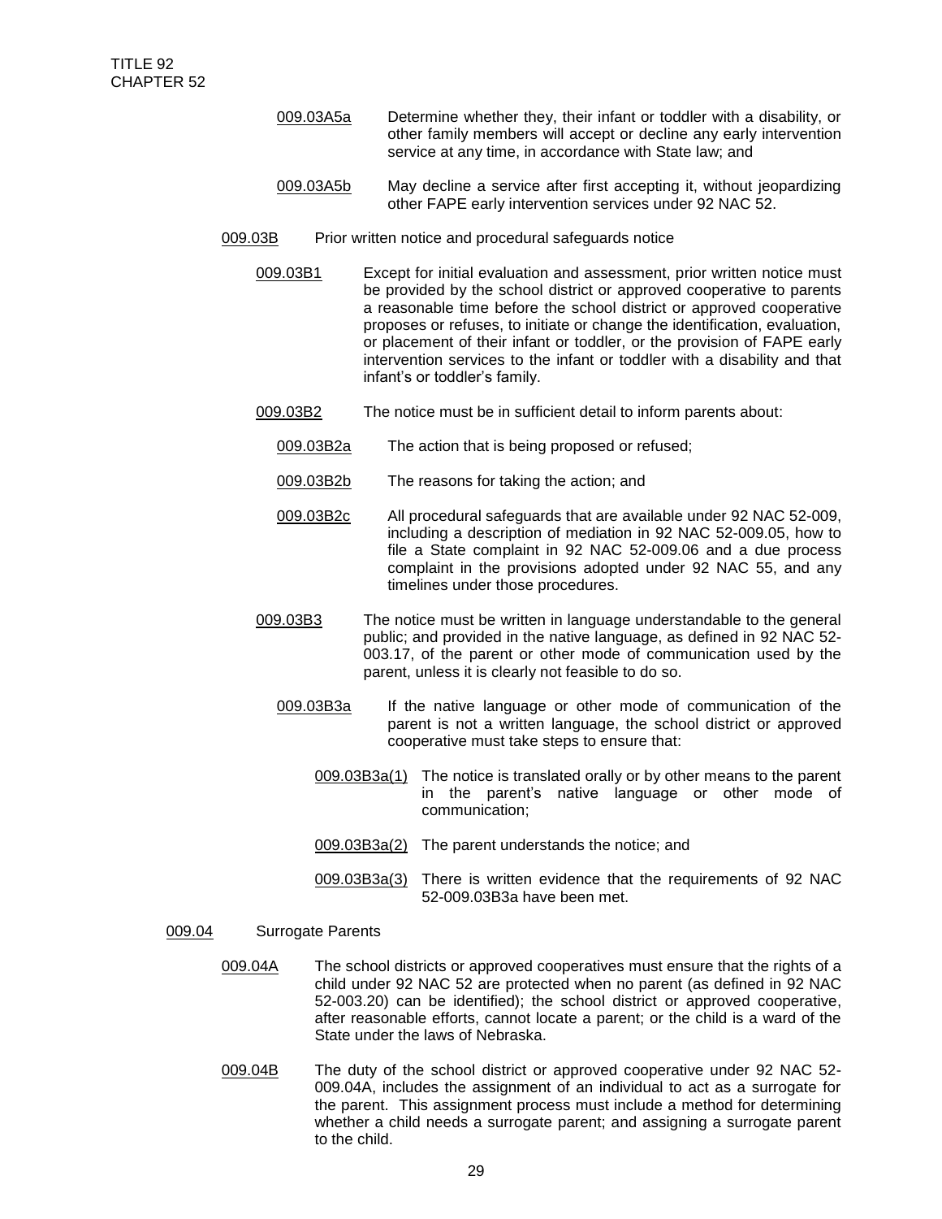009.03A5a Determine whether they, their infant or toddler with a disability, or other family members will accept or decline any early intervention service at any time, in accordance with State law; and

009.03A5b May decline a service after first accepting it, without jeopardizing other FAPE early intervention services under 92 NAC 52.

009.03B Prior written notice and procedural safeguards notice

009.03B1 Except for initial evaluation and assessment, prior written notice must be provided by the school district or approved cooperative to parents a reasonable time before the school district or approved cooperative proposes or refuses, to initiate or change the identification, evaluation, or placement of their infant or toddler, or the provision of FAPE early intervention services to the infant or toddler with a disability and that infant's or toddler's family.

009.03B2 The notice must be in sufficient detail to inform parents about:

009.03B2a The action that is being proposed or refused;

009.03B2b The reasons for taking the action; and

009.03B2c All procedural safeguards that are available under 92 NAC 52-009, including a description of mediation in 92 NAC 52-009.05, how to file a State complaint in 92 NAC 52-009.06 and a due process complaint in the provisions adopted under 92 NAC 55, and any timelines under those procedures.

009.03B3 The notice must be written in language understandable to the general public; and provided in the native language, as defined in 92 NAC 52-003.17, of the parent or other mode of communication used by the parent, unless it is clearly not feasible to do so.

009.03B3a If the native language or other mode of communication of the parent is not a written language, the school district or approved cooperative must take steps to ensure that:

009.03B3a(1) The notice is translated orally or by other means to the parent in the parent's native language or other mode of communication;

009.03B3a(2) The parent understands the notice; and

009.03B3a(3) There is written evidence that the requirements of 92 NAC 52-009.03B3a have been met.

009.04 Surrogate Parents

009.04A The school districts or approved cooperatives must ensure that the rights of a child under 92 NAC 52 are protected when no parent (as defined in 92 NAC 52-003.20) can be identified); the school district or approved cooperative, after reasonable efforts, cannot locate a parent; or the child is a ward of the State under the laws of Nebraska.

009.04B The duty of the school district or approved cooperative under 92 NAC 52-009.04A, includes the assignment of an individual to act as a surrogate for the parent. This assignment process must include a method for determining whether a child needs a surrogate parent; and assigning a surrogate parent to the child.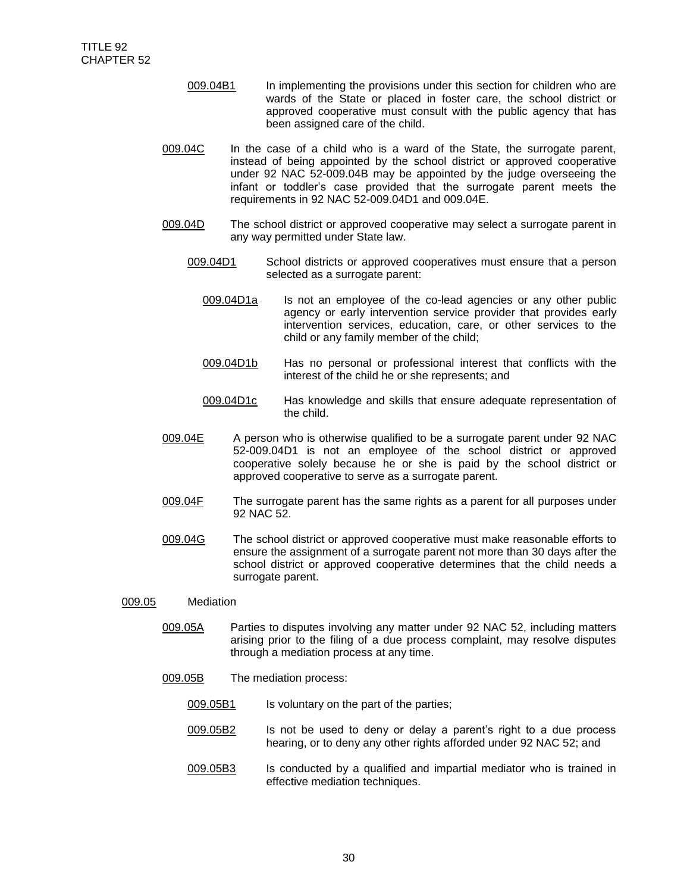009.04B1 In implementing the provisions under this section for children who are wards of the State or placed in foster care, the school district or approved cooperative must consult with the public agency that has been assigned care of the child.

009.04C In the case of a child who is a ward of the State, the surrogate parent, instead of being appointed by the school district or approved cooperative under 92 NAC 52-009.04B may be appointed by the judge overseeing the infant or toddler's case provided that the surrogate parent meets the requirements in 92 NAC 52-009.04D1 and 009.04E.

009.04D The school district or approved cooperative may select a surrogate parent in any way permitted under State law.

009.04D1 School districts or approved cooperatives must ensure that a person selected as a surrogate parent:

009.04D1a Is not an employee of the co-lead agencies or any other public agency or early intervention service provider that provides early intervention services, education, care, or other services to the child or any family member of the child;

009.04D1b Has no personal or professional interest that conflicts with the interest of the child he or she represents; and

009.04D1c Has knowledge and skills that ensure adequate representation of the child.

009.04E A person who is otherwise qualified to be a surrogate parent under 92 NAC 52-009.04D1 is not an employee of the school district or approved cooperative solely because he or she is paid by the school district or approved cooperative to serve as a surrogate parent.

009.04F The surrogate parent has the same rights as a parent for all purposes under 92 NAC 52.

009.04G The school district or approved cooperative must make reasonable efforts to ensure the assignment of a surrogate parent not more than 30 days after the school district or approved cooperative determines that the child needs a surrogate parent.

009.05 Mediation

009.05A Parties to disputes involving any matter under 92 NAC 52, including matters arising prior to the filing of a due process complaint, may resolve disputes through a mediation process at any time.

009.05B The mediation process:

009.05B1 Is voluntary on the part of the parties;

009.05B2 Is not be used to deny or delay a parent's right to a due process hearing, or to deny any other rights afforded under 92 NAC 52; and

009.05B3 Is conducted by a qualified and impartial mediator who is trained in effective mediation techniques.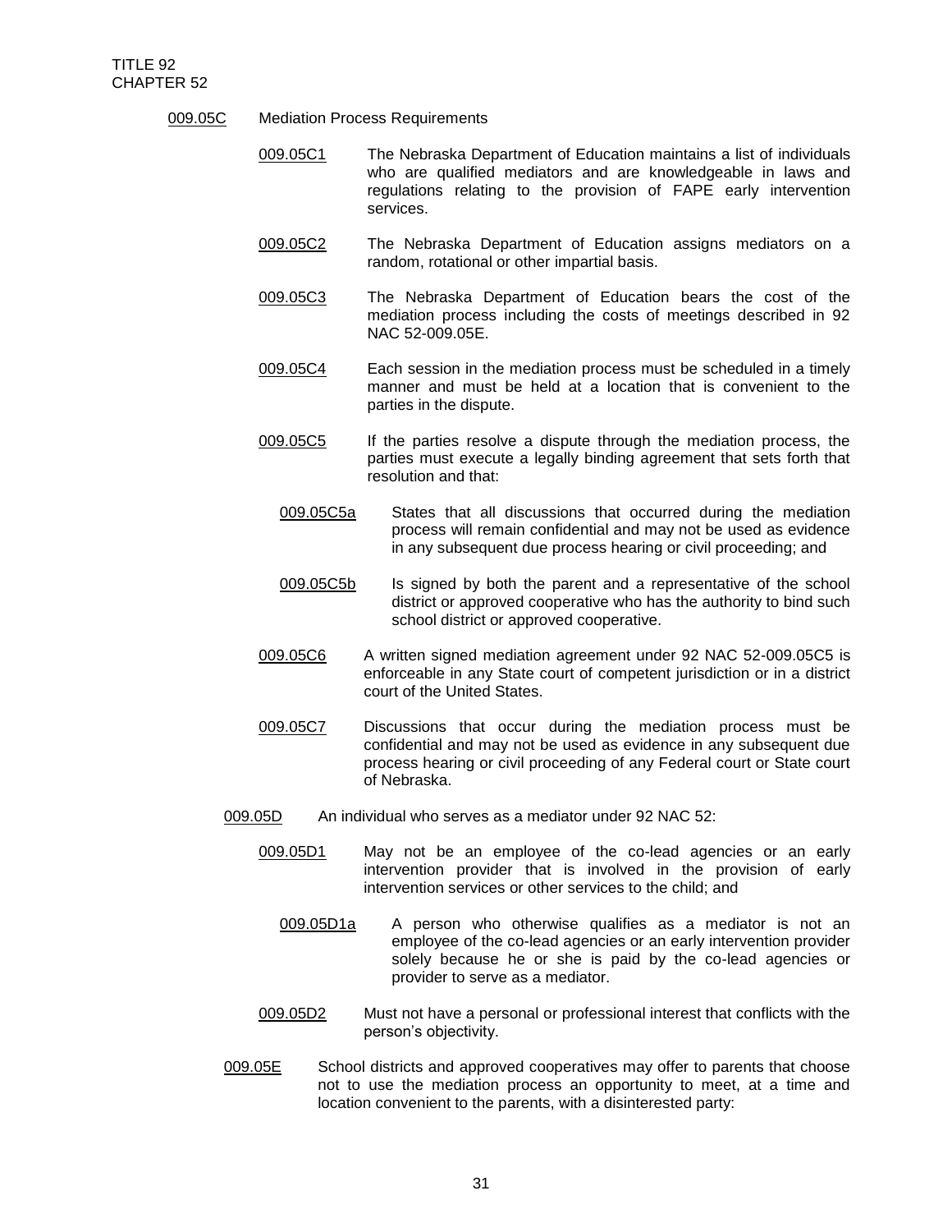009.05C Mediation Process Requirements

009.05C1 The Nebraska Department of Education maintains a list of individuals who are qualified mediators and are knowledgeable in laws and regulations relating to the provision of FAPE early intervention services.

009.05C2 The Nebraska Department of Education assigns mediators on a random, rotational or other impartial basis.

009.05C3 The Nebraska Department of Education bears the cost of the mediation process including the costs of meetings described in 92 NAC 52-009.05E.

009.05C4 Each session in the mediation process must be scheduled in a timely manner and must be held at a location that is convenient to the parties in the dispute.

009.05C5 If the parties resolve a dispute through the mediation process, the parties must execute a legally binding agreement that sets forth that resolution and that:

009.05C5a States that all discussions that occurred during the mediation process will remain confidential and may not be used as evidence in any subsequent due process hearing or civil proceeding; and

009.05C5b Is signed by both the parent and a representative of the school district or approved cooperative who has the authority to bind such school district or approved cooperative.

009.05C6 A written signed mediation agreement under 92 NAC 52-009.05C5 is enforceable in any State court of competent jurisdiction or in a district court of the United States.

009.05C7 Discussions that occur during the mediation process must be confidential and may not be used as evidence in any subsequent due process hearing or civil proceeding of any Federal court or State court of Nebraska.

009.05D An individual who serves as a mediator under 92 NAC 52:

009.05D1 May not be an employee of the co-lead agencies or an early intervention provider that is involved in the provision of early intervention services or other services to the child; and

009.05D1a A person who otherwise qualifies as a mediator is not an employee of the co-lead agencies or an early intervention provider solely because he or she is paid by the co-lead agencies or provider to serve as a mediator.

009.05D2 Must not have a personal or professional interest that conflicts with the person's objectivity.

009.05E School districts and approved cooperatives may offer to parents that choose not to use the mediation process an opportunity to meet, at a time and location convenient to the parents, with a disinterested party: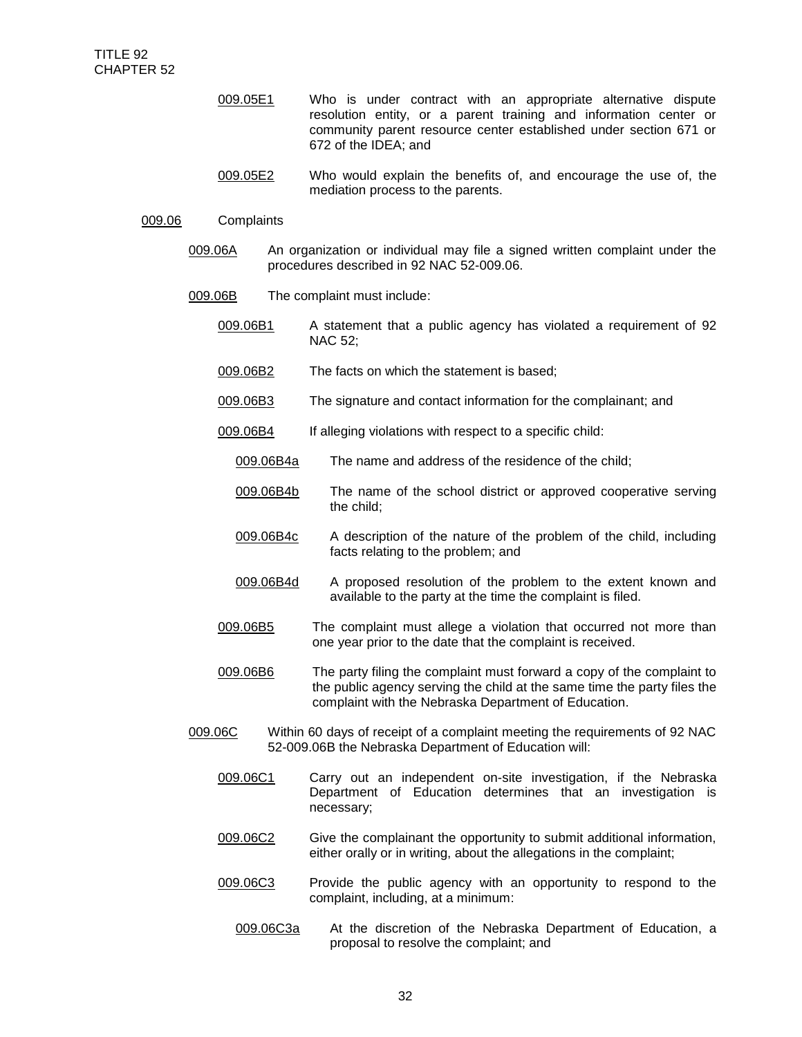009.05E1 Who is under contract with an appropriate alternative dispute resolution entity, or a parent training and information center or community parent resource center established under section 671 or 672 of the IDEA; and

009.05E2 Who would explain the benefits of, and encourage the use of, the mediation process to the parents.

009.06 Complaints

009.06A An organization or individual may file a signed written complaint under the procedures described in 92 NAC 52-009.06.

009.06B The complaint must include:

009.06B1 A statement that a public agency has violated a requirement of 92 NAC 52;

009.06B2 The facts on which the statement is based;

009.06B3 The signature and contact information for the complainant; and

009.06B4 If alleging violations with respect to a specific child:

009.06B4a The name and address of the residence of the child;

009.06B4b The name of the school district or approved cooperative serving the child;

009.06B4c A description of the nature of the problem of the child, including facts relating to the problem; and

009.06B4d A proposed resolution of the problem to the extent known and available to the party at the time the complaint is filed.

009.06B5 The complaint must allege a violation that occurred not more than one year prior to the date that the complaint is received.

009.06B6 The party filing the complaint must forward a copy of the complaint to the public agency serving the child at the same time the party files the complaint with the Nebraska Department of Education.

009.06C Within 60 days of receipt of a complaint meeting the requirements of 92 NAC 52-009.06B the Nebraska Department of Education will:

009.06C1 Carry out an independent on-site investigation, if the Nebraska Department of Education determines that an investigation is necessary;

009.06C2 Give the complainant the opportunity to submit additional information, either orally or in writing, about the allegations in the complaint;

009.06C3 Provide the public agency with an opportunity to respond to the complaint, including, at a minimum:

009.06C3a At the discretion of the Nebraska Department of Education, a proposal to resolve the complaint; and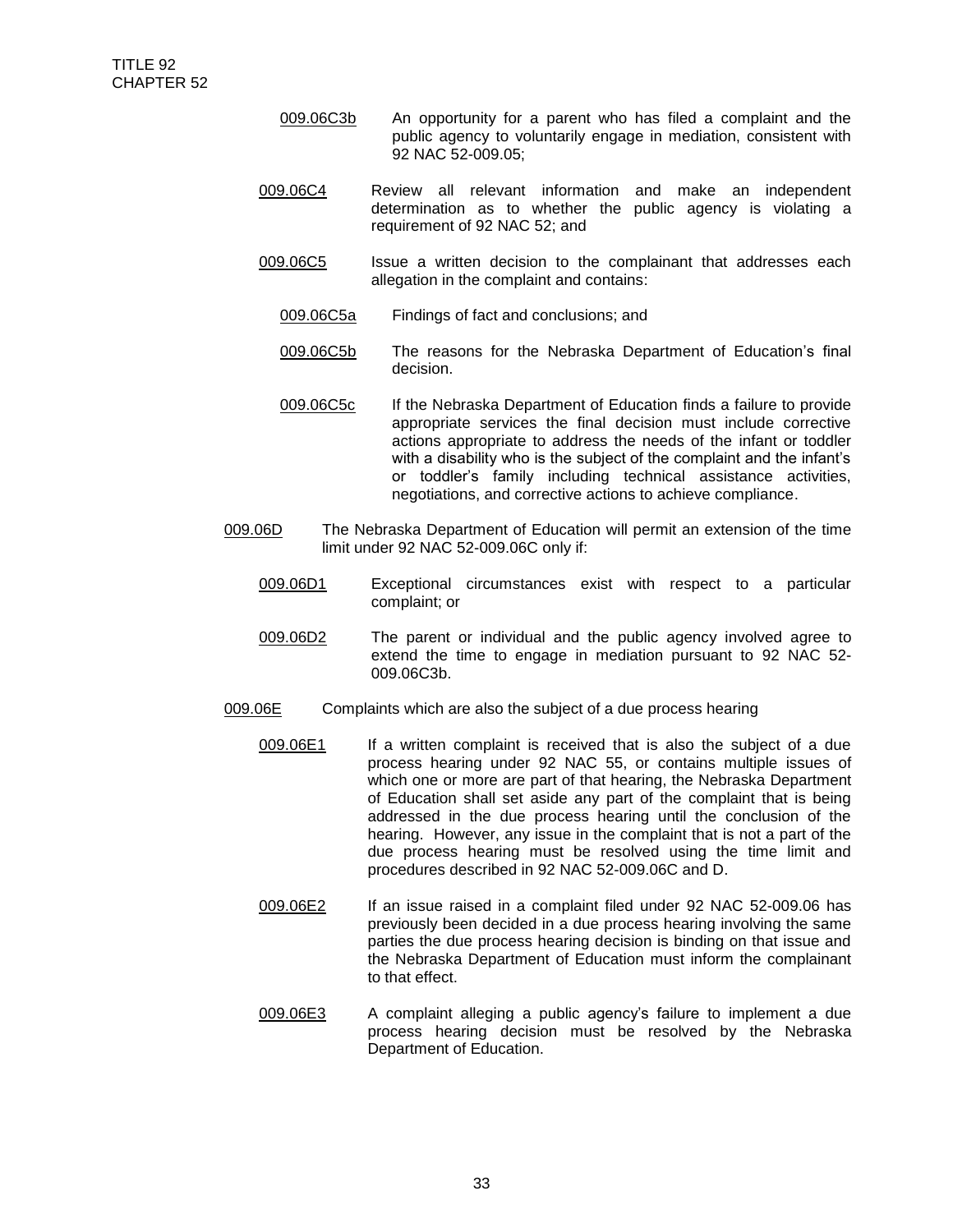009.06C3b An opportunity for a parent who has filed a complaint and the public agency to voluntarily engage in mediation, consistent with 92 NAC 52-009.05;

009.06C4 Review all relevant information and make an independent determination as to whether the public agency is violating a requirement of 92 NAC 52; and

009.06C5 Issue a written decision to the complainant that addresses each allegation in the complaint and contains:

009.06C5a Findings of fact and conclusions; and

009.06C5b The reasons for the Nebraska Department of Education's final decision.

009.06C5c If the Nebraska Department of Education finds a failure to provide appropriate services the final decision must include corrective actions appropriate to address the needs of the infant or toddler with a disability who is the subject of the complaint and the infant's or toddler's family including technical assistance activities, negotiations, and corrective actions to achieve compliance.

009.06D The Nebraska Department of Education will permit an extension of the time limit under 92 NAC 52-009.06C only if:

009.06D1 Exceptional circumstances exist with respect to a particular complaint; or

009.06D2 The parent or individual and the public agency involved agree to extend the time to engage in mediation pursuant to 92 NAC 52-009.06C3b.

009.06E Complaints which are also the subject of a due process hearing

009.06E1 If a written complaint is received that is also the subject of a due process hearing under 92 NAC 55, or contains multiple issues of which one or more are part of that hearing, the Nebraska Department of Education shall set aside any part of the complaint that is being addressed in the due process hearing until the conclusion of the hearing. However, any issue in the complaint that is not a part of the due process hearing must be resolved using the time limit and procedures described in 92 NAC 52-009.06C and D.

009.06E2 If an issue raised in a complaint filed under 92 NAC 52-009.06 has previously been decided in a due process hearing involving the same parties the due process hearing decision is binding on that issue and the Nebraska Department of Education must inform the complainant to that effect.

009.06E3 A complaint alleging a public agency's failure to implement a due process hearing decision must be resolved by the Nebraska Department of Education.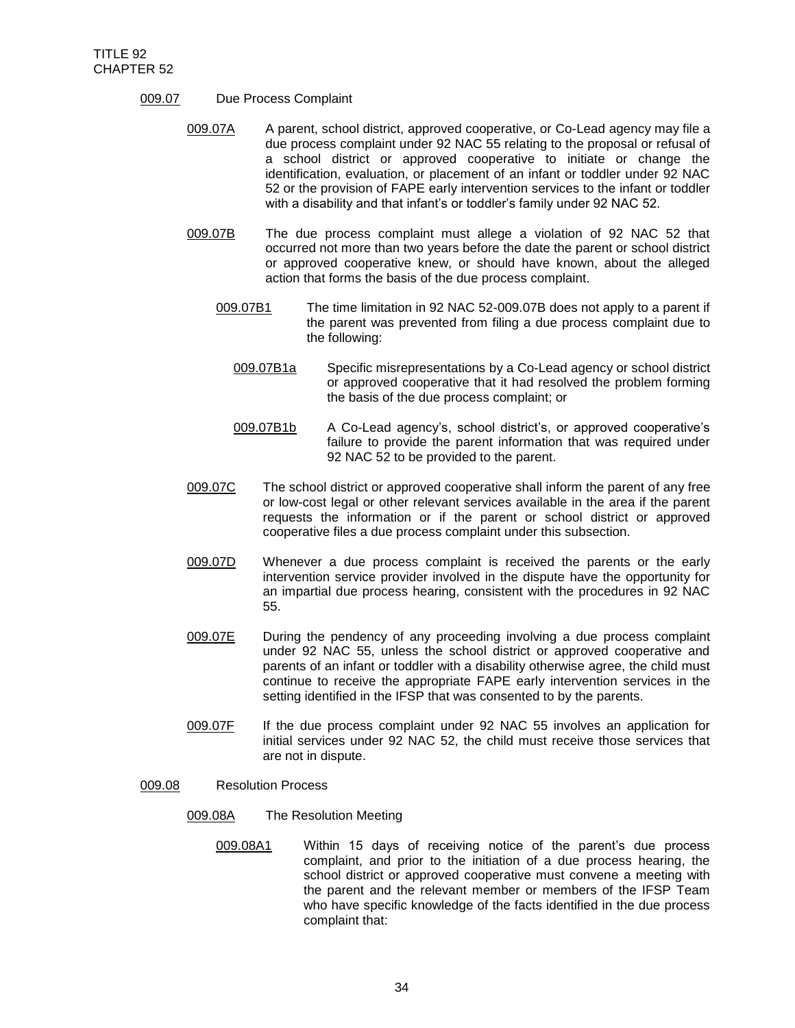009.07 Due Process Complaint

009.07A A parent, school district, approved cooperative, or Co-Lead agency may file a due process complaint under 92 NAC 55 relating to the proposal or refusal of a school district or approved cooperative to initiate or change the identification, evaluation, or placement of an infant or toddler under 92 NAC 52 or the provision of FAPE early intervention services to the infant or toddler with a disability and that infant's or toddler's family under 92 NAC 52.

009.07B The due process complaint must allege a violation of 92 NAC 52 that occurred not more than two years before the date the parent or school district or approved cooperative knew, or should have known, about the alleged action that forms the basis of the due process complaint.

009.07B1 The time limitation in 92 NAC 52-009.07B does not apply to a parent if the parent was prevented from filing a due process complaint due to the following:

009.07B1a Specific misrepresentations by a Co-Lead agency or school district or approved cooperative that it had resolved the problem forming the basis of the due process complaint; or

009.07B1b A Co-Lead agency's, school district's, or approved cooperative's failure to provide the parent information that was required under 92 NAC 52 to be provided to the parent.

009.07C The school district or approved cooperative shall inform the parent of any free or low-cost legal or other relevant services available in the area if the parent requests the information or if the parent or school district or approved cooperative files a due process complaint under this subsection.

009.07D Whenever a due process complaint is received the parents or the early intervention service provider involved in the dispute have the opportunity for an impartial due process hearing, consistent with the procedures in 92 NAC 55.

009.07E During the pendency of any proceeding involving a due process complaint under 92 NAC 55, unless the school district or approved cooperative and parents of an infant or toddler with a disability otherwise agree, the child must continue to receive the appropriate FAPE early intervention services in the setting identified in the IFSP that was consented to by the parents.

009.07F If the due process complaint under 92 NAC 55 involves an application for initial services under 92 NAC 52, the child must receive those services that are not in dispute.

009.08 Resolution Process

009.08A The Resolution Meeting

009.08A1 Within 15 days of receiving notice of the parent's due process complaint, and prior to the initiation of a due process hearing, the school district or approved cooperative must convene a meeting with the parent and the relevant member or members of the IFSP Team who have specific knowledge of the facts identified in the due process complaint that: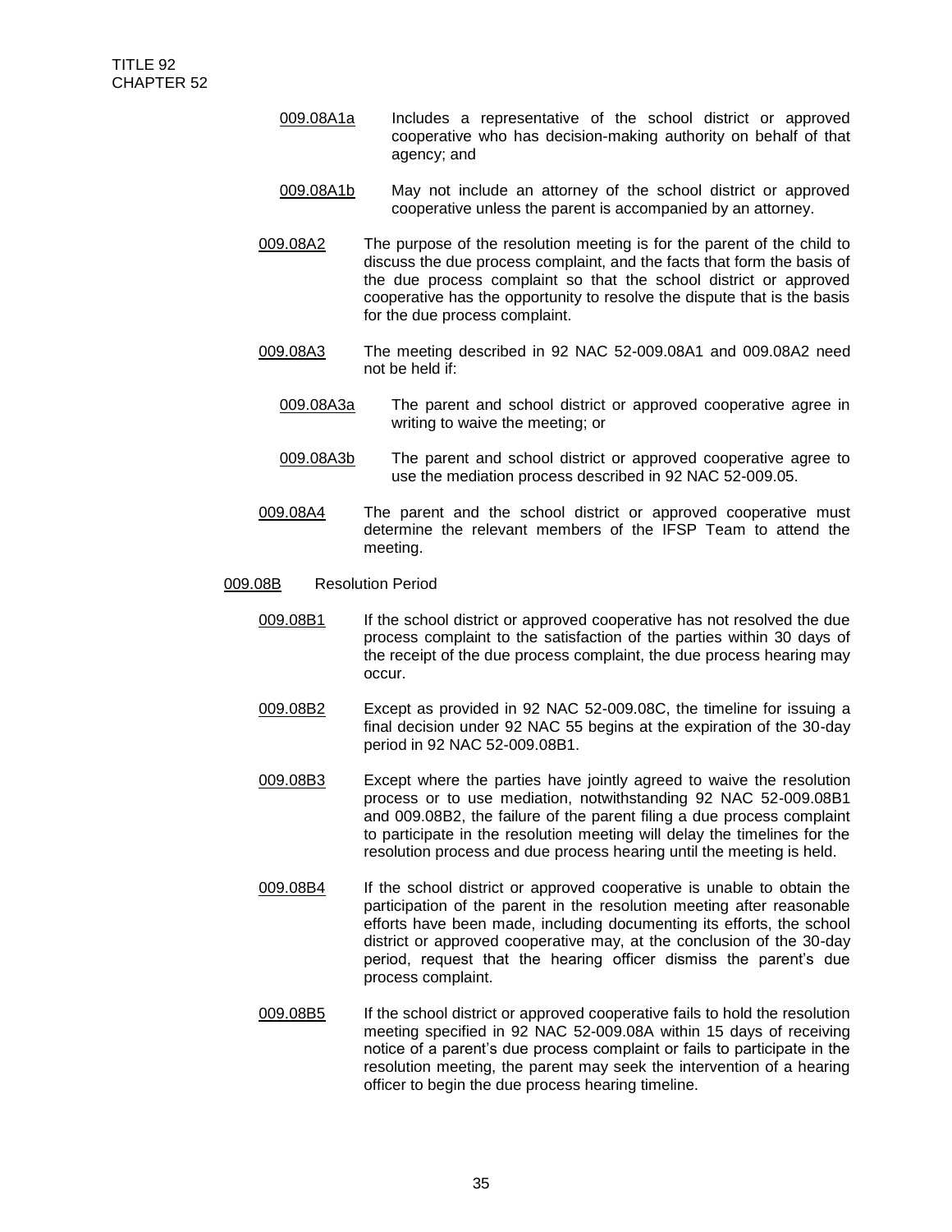009.08A1a Includes a representative of the school district or approved cooperative who has decision-making authority on behalf of that agency; and

009.08A1b May not include an attorney of the school district or approved cooperative unless the parent is accompanied by an attorney.

009.08A2 The purpose of the resolution meeting is for the parent of the child to discuss the due process complaint, and the facts that form the basis of the due process complaint so that the school district or approved cooperative has the opportunity to resolve the dispute that is the basis for the due process complaint.

009.08A3 The meeting described in 92 NAC 52-009.08A1 and 009.08A2 need not be held if:

009.08A3a The parent and school district or approved cooperative agree in writing to waive the meeting; or

009.08A3b The parent and school district or approved cooperative agree to use the mediation process described in 92 NAC 52-009.05.

009.08A4 The parent and the school district or approved cooperative must determine the relevant members of the IFSP Team to attend the meeting.

009.08B Resolution Period

009.08B1 If the school district or approved cooperative has not resolved the due process complaint to the satisfaction of the parties within 30 days of the receipt of the due process complaint, the due process hearing may occur.

009.08B2 Except as provided in 92 NAC 52-009.08C, the timeline for issuing a final decision under 92 NAC 55 begins at the expiration of the 30-day period in 92 NAC 52-009.08B1.

009.08B3 Except where the parties have jointly agreed to waive the resolution process or to use mediation, notwithstanding 92 NAC 52-009.08B1 and 009.08B2, the failure of the parent filing a due process complaint to participate in the resolution meeting will delay the timelines for the resolution process and due process hearing until the meeting is held.

009.08B4 If the school district or approved cooperative is unable to obtain the participation of the parent in the resolution meeting after reasonable efforts have been made, including documenting its efforts, the school district or approved cooperative may, at the conclusion of the 30-day period, request that the hearing officer dismiss the parent's due process complaint.

009.08B5 If the school district or approved cooperative fails to hold the resolution meeting specified in 92 NAC 52-009.08A within 15 days of receiving notice of a parent's due process complaint or fails to participate in the resolution meeting, the parent may seek the intervention of a hearing officer to begin the due process hearing timeline.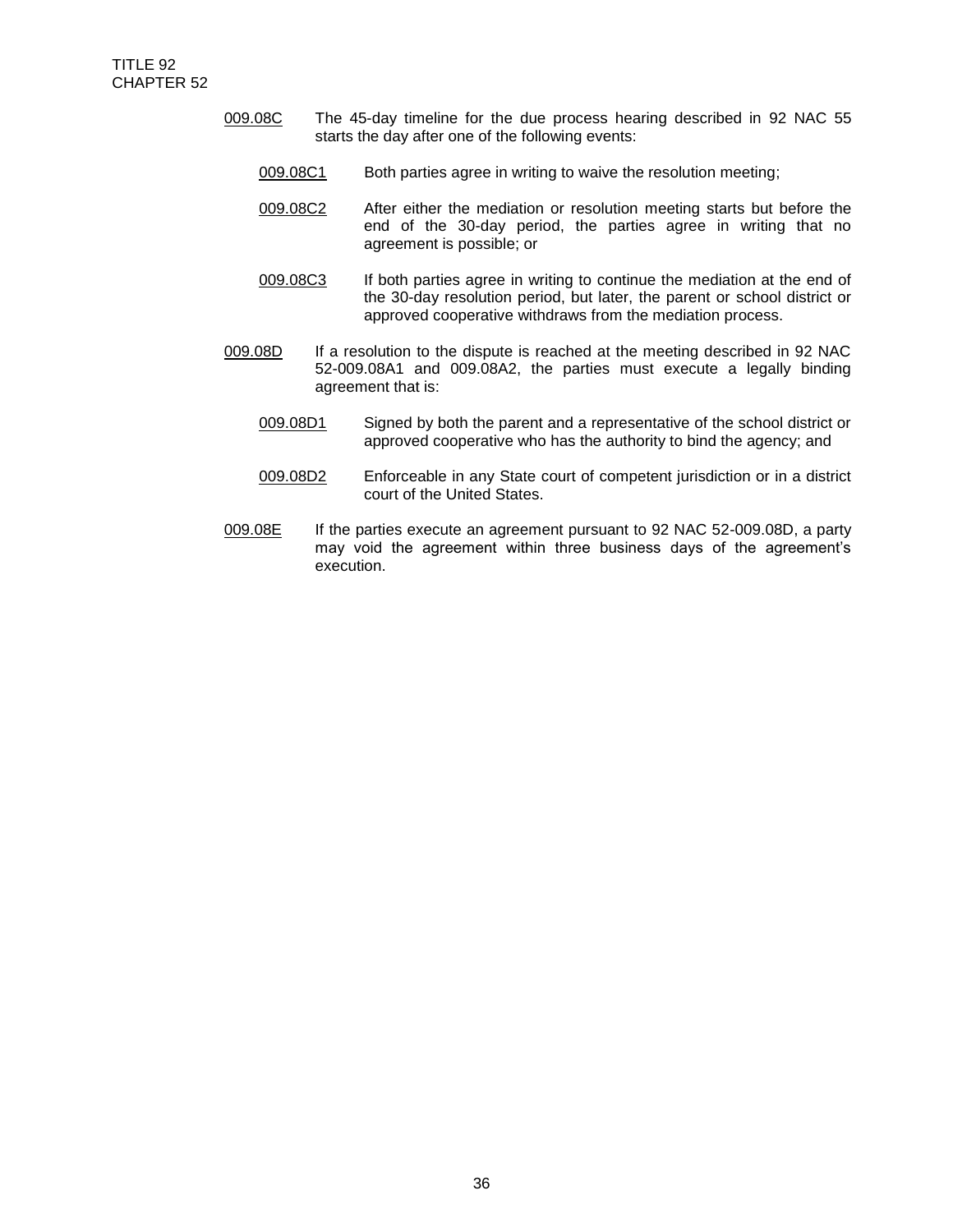009.08C The 45-day timeline for the due process hearing described in 92 NAC 55 starts the day after one of the following events:

009.08C1 Both parties agree in writing to waive the resolution meeting;

009.08C2 After either the mediation or resolution meeting starts but before the end of the 30-day period, the parties agree in writing that no agreement is possible; or

009.08C3 If both parties agree in writing to continue the mediation at the end of the 30-day resolution period, but later, the parent or school district or approved cooperative withdraws from the mediation process.

009.08D If a resolution to the dispute is reached at the meeting described in 92 NAC 52-009.08A1 and 009.08A2, the parties must execute a legally binding agreement that is:

009.08D1 Signed by both the parent and a representative of the school district or approved cooperative who has the authority to bind the agency; and

009.08D2 Enforceable in any State court of competent jurisdiction or in a district court of the United States.

009.08E If the parties execute an agreement pursuant to 92 NAC 52-009.08D, a party may void the agreement within three business days of the agreement's execution.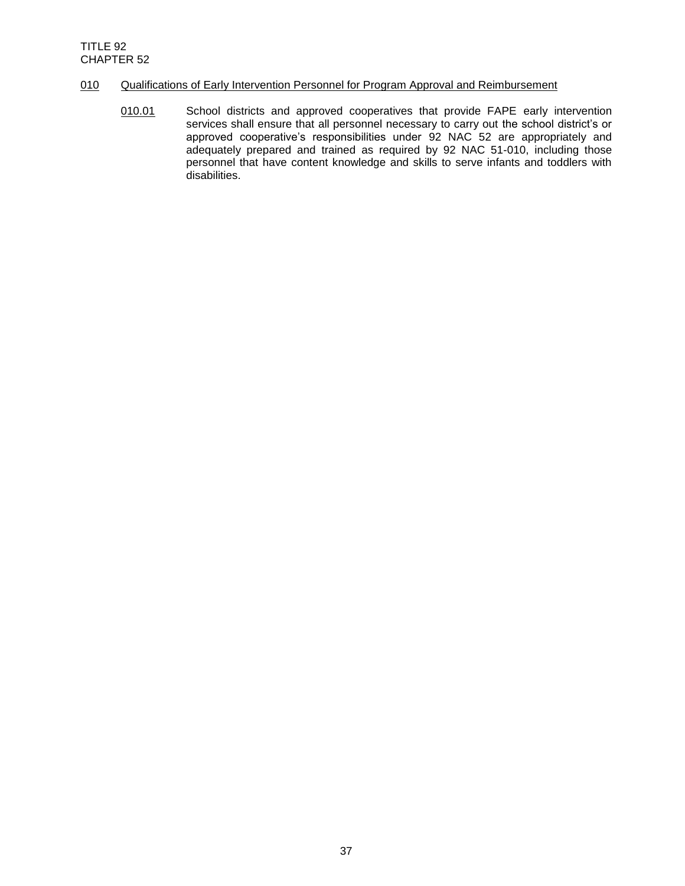## 010 Qualifications of Early Intervention Personnel for Program Approval and Reimbursement

010.01 School districts and approved cooperatives that provide FAPE early intervention services shall ensure that all personnel necessary to carry out the school district's or approved cooperative's responsibilities under 92 NAC 52 are appropriately and adequately prepared and trained as required by 92 NAC 51-010, including those personnel that have content knowledge and skills to serve infants and toddlers with disabilities.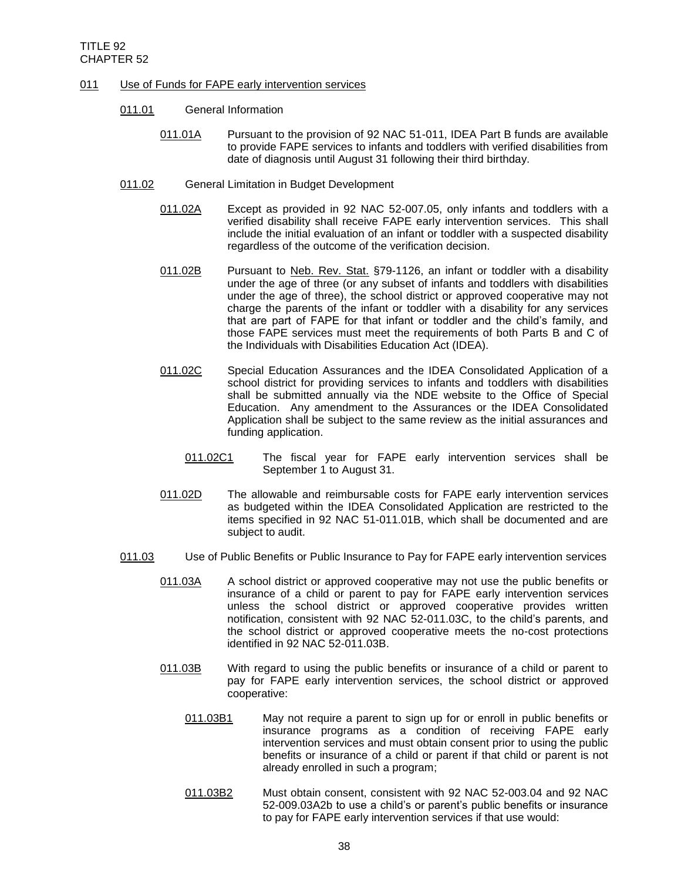TITLE 92
CHAPTER 52

011 Use of Funds for FAPE early intervention services

011.01 General Information

011.01A Pursuant to the provision of 92 NAC 51-011, IDEA Part B funds are available to provide FAPE services to infants and toddlers with verified disabilities from date of diagnosis until August 31 following their third birthday.

011.02 General Limitation in Budget Development

011.02A Except as provided in 92 NAC 52-007.05, only infants and toddlers with a verified disability shall receive FAPE early intervention services. This shall include the initial evaluation of an infant or toddler with a suspected disability regardless of the outcome of the verification decision.

011.02B Pursuant to Neb. Rev. Stat. §79-1126, an infant or toddler with a disability under the age of three (or any subset of infants and toddlers with disabilities under the age of three), the school district or approved cooperative may not charge the parents of the infant or toddler with a disability for any services that are part of FAPE for that infant or toddler and the child's family, and those FAPE services must meet the requirements of both Parts B and C of the Individuals with Disabilities Education Act (IDEA).

011.02C Special Education Assurances and the IDEA Consolidated Application of a school district for providing services to infants and toddlers with disabilities shall be submitted annually via the NDE website to the Office of Special Education. Any amendment to the Assurances or the IDEA Consolidated Application shall be subject to the same review as the initial assurances and funding application.

011.02C1 The fiscal year for FAPE early intervention services shall be September 1 to August 31.

011.02D The allowable and reimbursable costs for FAPE early intervention services as budgeted within the IDEA Consolidated Application are restricted to the items specified in 92 NAC 51-011.01B, which shall be documented and are subject to audit.

011.03 Use of Public Benefits or Public Insurance to Pay for FAPE early intervention services

011.03A A school district or approved cooperative may not use the public benefits or insurance of a child or parent to pay for FAPE early intervention services unless the school district or approved cooperative provides written notification, consistent with 92 NAC 52-011.03C, to the child's parents, and the school district or approved cooperative meets the no-cost protections identified in 92 NAC 52-011.03B.

011.03B With regard to using the public benefits or insurance of a child or parent to pay for FAPE early intervention services, the school district or approved cooperative:

011.03B1 May not require a parent to sign up for or enroll in public benefits or insurance programs as a condition of receiving FAPE early intervention services and must obtain consent prior to using the public benefits or insurance of a child or parent if that child or parent is not already enrolled in such a program;

011.03B2 Must obtain consent, consistent with 92 NAC 52-003.04 and 92 NAC 52-009.03A2b to use a child's or parent's public benefits or insurance to pay for FAPE early intervention services if that use would: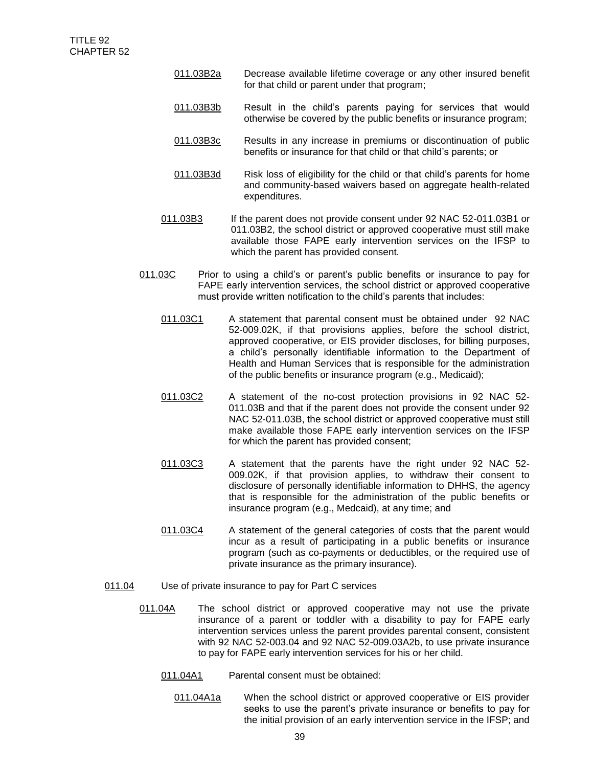011.03B2a Decrease available lifetime coverage or any other insured benefit for that child or parent under that program;

011.03B3b Result in the child's parents paying for services that would otherwise be covered by the public benefits or insurance program;

011.03B3c Results in any increase in premiums or discontinuation of public benefits or insurance for that child or that child's parents; or

011.03B3d Risk loss of eligibility for the child or that child's parents for home and community-based waivers based on aggregate health-related expenditures.

011.03B3 If the parent does not provide consent under 92 NAC 52-011.03B1 or 011.03B2, the school district or approved cooperative must still make available those FAPE early intervention services on the IFSP to which the parent has provided consent.

011.03C Prior to using a child's or parent's public benefits or insurance to pay for FAPE early intervention services, the school district or approved cooperative must provide written notification to the child's parents that includes:

011.03C1 A statement that parental consent must be obtained under 92 NAC 52-009.02K, if that provisions applies, before the school district, approved cooperative, or EIS provider discloses, for billing purposes, a child's personally identifiable information to the Department of Health and Human Services that is responsible for the administration of the public benefits or insurance program (e.g., Medicaid);

011.03C2 A statement of the no-cost protection provisions in 92 NAC 52-011.03B and that if the parent does not provide the consent under 92 NAC 52-011.03B, the school district or approved cooperative must still make available those FAPE early intervention services on the IFSP for which the parent has provided consent;

011.03C3 A statement that the parents have the right under 92 NAC 52-009.02K, if that provision applies, to withdraw their consent to disclosure of personally identifiable information to DHHS, the agency that is responsible for the administration of the public benefits or insurance program (e.g., Medcaid), at any time; and

011.03C4 A statement of the general categories of costs that the parent would incur as a result of participating in a public benefits or insurance program (such as co-payments or deductibles, or the required use of private insurance as the primary insurance).

011.04 Use of private insurance to pay for Part C services

011.04A The school district or approved cooperative may not use the private insurance of a parent or toddler with a disability to pay for FAPE early intervention services unless the parent provides parental consent, consistent with 92 NAC 52-003.04 and 92 NAC 52-009.03A2b, to use private insurance to pay for FAPE early intervention services for his or her child.

011.04A1 Parental consent must be obtained:

011.04A1a When the school district or approved cooperative or EIS provider seeks to use the parent's private insurance or benefits to pay for the initial provision of an early intervention service in the IFSP; and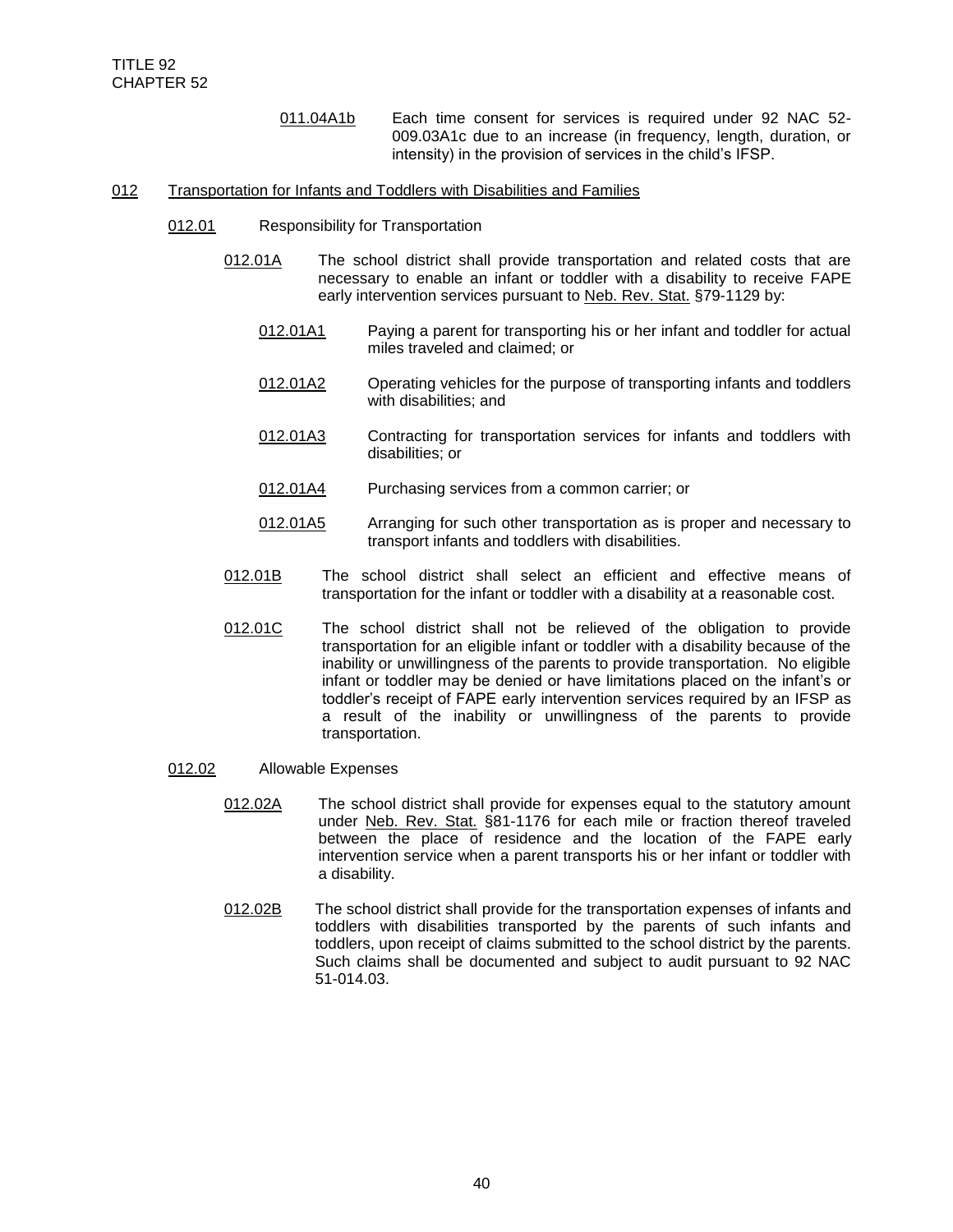011.04A1b Each time consent for services is required under 92 NAC 52-009.03A1c due to an increase (in frequency, length, duration, or intensity) in the provision of services in the child's IFSP.

## 012 Transportation for Infants and Toddlers with Disabilities and Families

### 012.01 Responsibility for Transportation

012.01A The school district shall provide transportation and related costs that are necessary to enable an infant or toddler with a disability to receive FAPE early intervention services pursuant to Neb. Rev. Stat. §79-1129 by:

012.01A1 Paying a parent for transporting his or her infant and toddler for actual miles traveled and claimed; or

012.01A2 Operating vehicles for the purpose of transporting infants and toddlers with disabilities; and

012.01A3 Contracting for transportation services for infants and toddlers with disabilities; or

012.01A4 Purchasing services from a common carrier; or

012.01A5 Arranging for such other transportation as is proper and necessary to transport infants and toddlers with disabilities.

012.01B The school district shall select an efficient and effective means of transportation for the infant or toddler with a disability at a reasonable cost.

012.01C The school district shall not be relieved of the obligation to provide transportation for an eligible infant or toddler with a disability because of the inability or unwillingness of the parents to provide transportation. No eligible infant or toddler may be denied or have limitations placed on the infant's or toddler's receipt of FAPE early intervention services required by an IFSP as a result of the inability or unwillingness of the parents to provide transportation.

### 012.02 Allowable Expenses

012.02A The school district shall provide for expenses equal to the statutory amount under Neb. Rev. Stat. §81-1176 for each mile or fraction thereof traveled between the place of residence and the location of the FAPE early intervention service when a parent transports his or her infant or toddler with a disability.

012.02B The school district shall provide for the transportation expenses of infants and toddlers with disabilities transported by the parents of such infants and toddlers, upon receipt of claims submitted to the school district by the parents. Such claims shall be documented and subject to audit pursuant to 92 NAC 51-014.03.